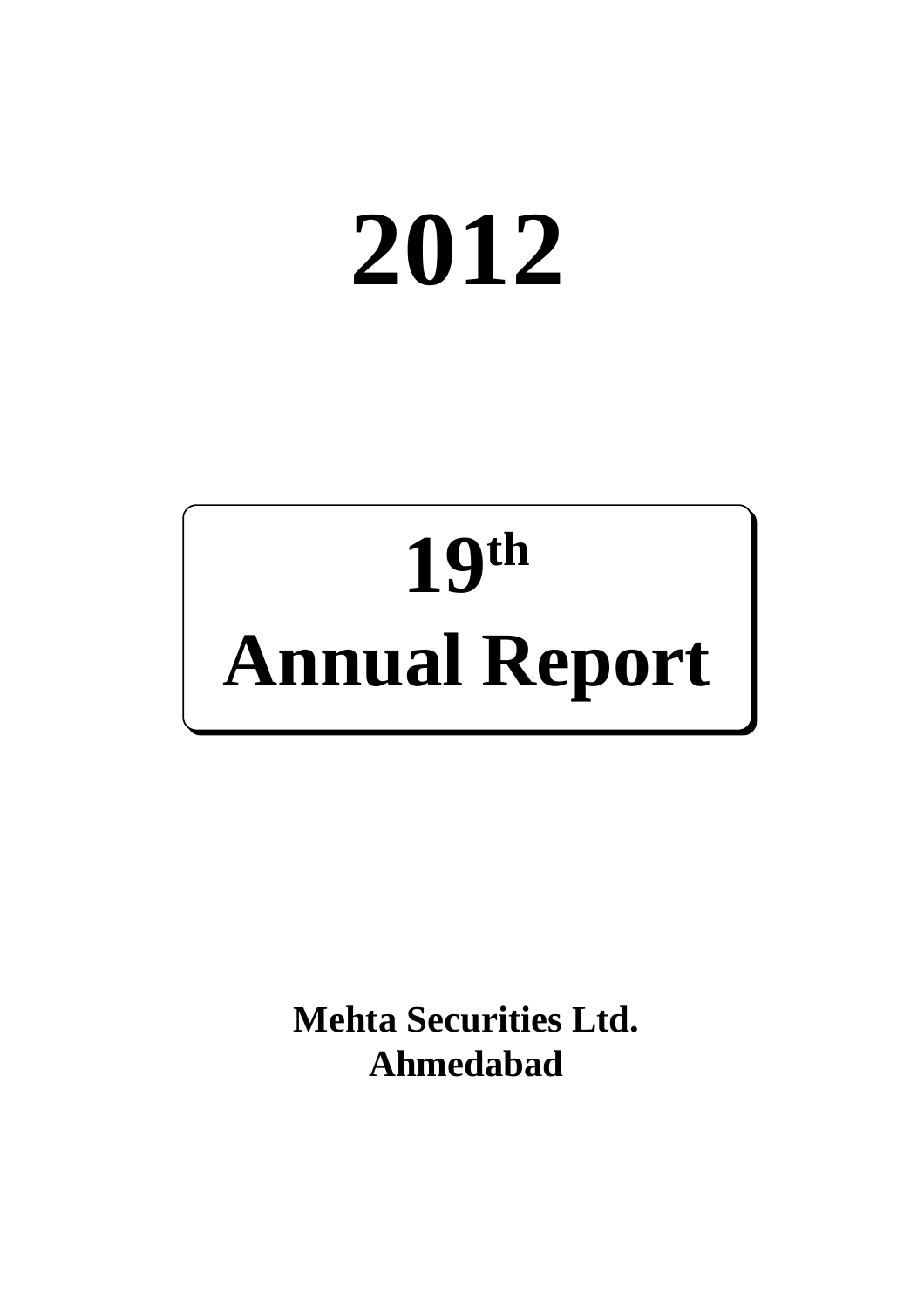# 2012

# 19th
# Annual Report

**Mehta Securities Ltd.**
**Ahmedabad**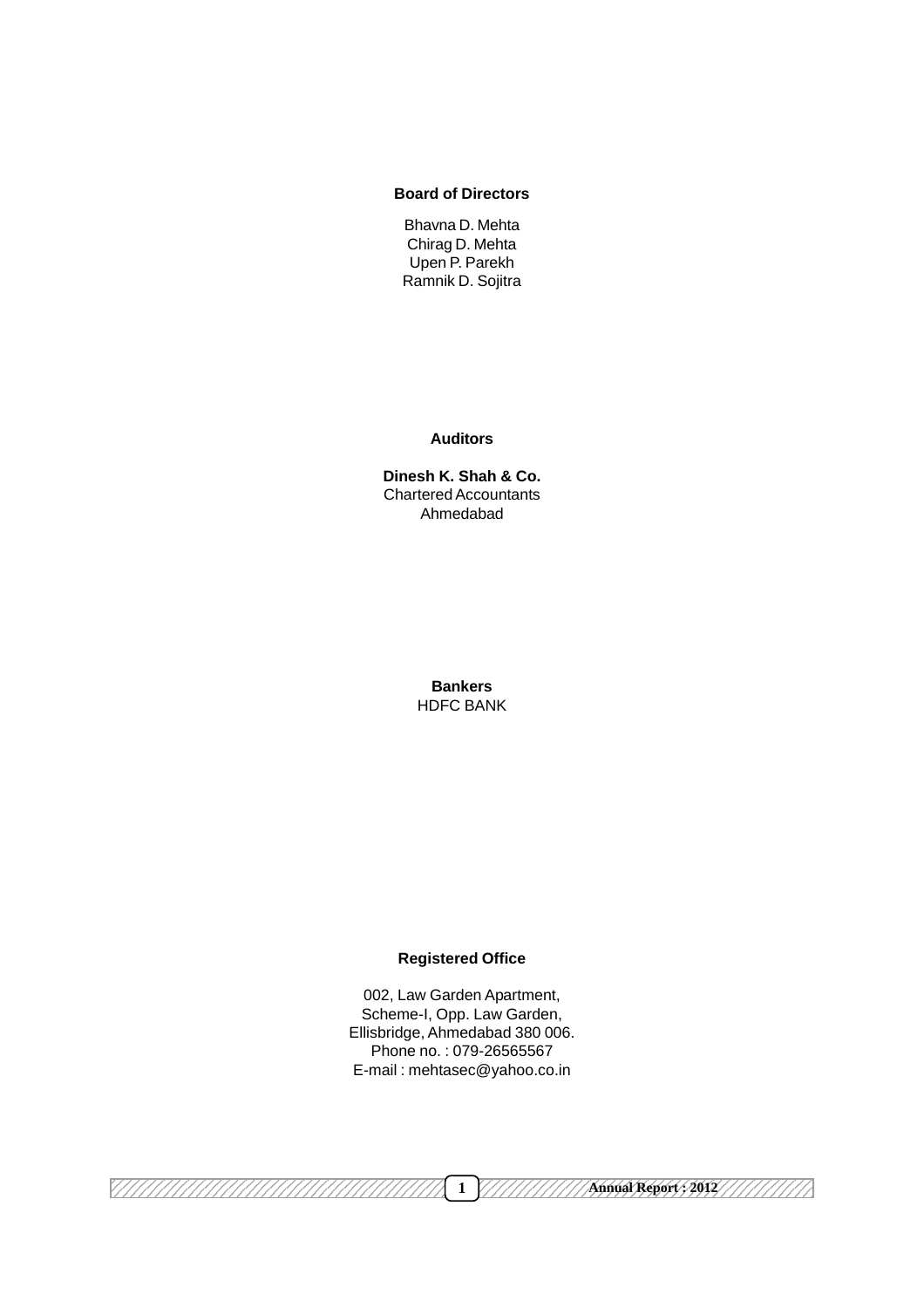**Board of Directors**

Bhavna D. Mehta
Chirag D. Mehta
Upen P. Parekh
Ramnik D. Sojitra

**Auditors**

**Dinesh K. Shah & Co.**
Chartered Accountants
Ahmedabad

**Bankers**
HDFC BANK

**Registered Office**

002, Law Garden Apartment,
Scheme-I, Opp. Law Garden,
Ellisbridge, Ahmedabad 380 006.
Phone no. : 079-26565567
E-mail : mehtasec@yahoo.co.in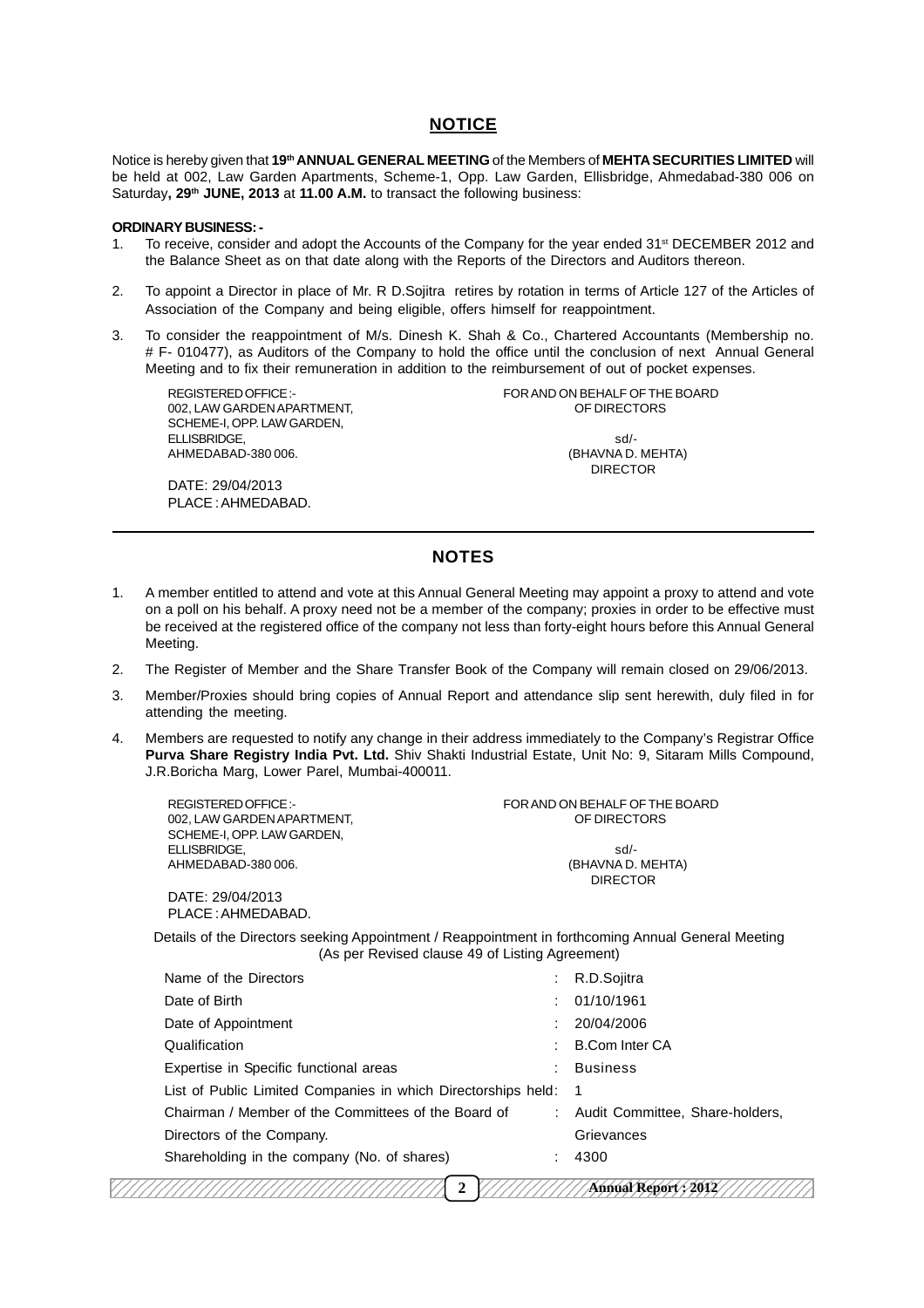# NOTICE

Notice is hereby given that **19th ANNUAL GENERAL MEETING** of the Members of **MEHTA SECURITIES LIMITED** will be held at 002, Law Garden Apartments, Scheme-1, Opp. Law Garden, Ellisbridge, Ahmedabad-380 006 on Saturday**, 29th JUNE, 2013** at **11.00 A.M.** to transact the following business:

**ORDINARY BUSINESS: -**

1. To receive, consider and adopt the Accounts of the Company for the year ended 31st DECEMBER 2012 and the Balance Sheet as on that date along with the Reports of the Directors and Auditors thereon.
2. To appoint a Director in place of Mr. R D.Sojitra retires by rotation in terms of Article 127 of the Articles of Association of the Company and being eligible, offers himself for reappointment.
3. To consider the reappointment of M/s. Dinesh K. Shah & Co., Chartered Accountants (Membership no. # F- 010477), as Auditors of the Company to hold the office until the conclusion of next Annual General Meeting and to fix their remuneration in addition to the reimbursement of out of pocket expenses.

REGISTERED OFFICE :-
002, LAW GARDEN APARTMENT,
SCHEME-I, OPP. LAW GARDEN,
ELLISBRIDGE,
AHMEDABAD-380 006.

DATE: 29/04/2013
PLACE : AHMEDABAD.

FOR AND ON BEHALF OF THE BOARD
OF DIRECTORS

sd/-
(BHAVNA D. MEHTA)
DIRECTOR

---

## NOTES

1. A member entitled to attend and vote at this Annual General Meeting may appoint a proxy to attend and vote on a poll on his behalf. A proxy need not be a member of the company; proxies in order to be effective must be received at the registered office of the company not less than forty-eight hours before this Annual General Meeting.
2. The Register of Member and the Share Transfer Book of the Company will remain closed on 29/06/2013.
3. Member/Proxies should bring copies of Annual Report and attendance slip sent herewith, duly filed in for attending the meeting.
4. Members are requested to notify any change in their address immediately to the Company's Registrar Office **Purva Share Registry India Pvt. Ltd.** Shiv Shakti Industrial Estate, Unit No: 9, Sitaram Mills Compound, J.R.Boricha Marg, Lower Parel, Mumbai-400011.

REGISTERED OFFICE :-
002, LAW GARDEN APARTMENT,
SCHEME-I, OPP. LAW GARDEN,
ELLISBRIDGE,
AHMEDABAD-380 006.

DATE: 29/04/2013
PLACE : AHMEDABAD.

FOR AND ON BEHALF OF THE BOARD
OF DIRECTORS

sd/-
(BHAVNA D. MEHTA)
DIRECTOR

Details of the Directors seeking Appointment / Reappointment in forthcoming Annual General Meeting
(As per Revised clause 49 of Listing Agreement)

| | | |
|---|---|---|
| Name of the Directors | : | R.D.Sojitra |
| Date of Birth | : | 01/10/1961 |
| Date of Appointment | : | 20/04/2006 |
| Qualification | : | B.Com Inter CA |
| Expertise in Specific functional areas | : | Business |
| List of Public Limited Companies in which Directorships held | : | 1 |
| Chairman / Member of the Committees of the Board of Directors of the Company. | : | Audit Committee, Share-holders, Grievances |
| Shareholding in the company (No. of shares) | : | 4300 |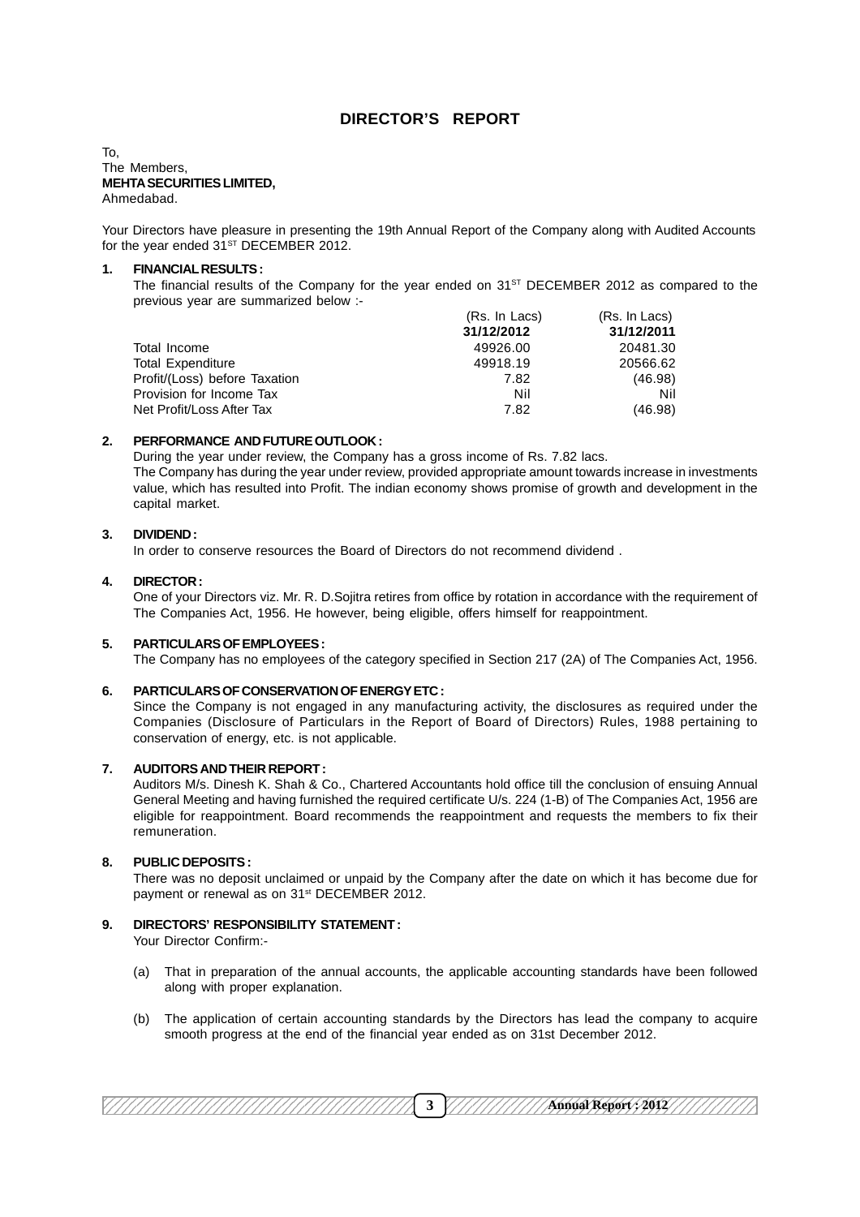# DIRECTOR'S REPORT

To,
The Members,
**MEHTA SECURITIES LIMITED,**
Ahmedabad.

Your Directors have pleasure in presenting the 19th Annual Report of the Company along with Audited Accounts for the year ended 31ST DECEMBER 2012.

**1. FINANCIAL RESULTS :**

The financial results of the Company for the year ended on 31ST DECEMBER 2012 as compared to the previous year are summarized below :-

| | (Rs. In Lacs) **31/12/2012** | (Rs. In Lacs) **31/12/2011** |
|---|---|---|
| Total Income | 49926.00 | 20481.30 |
| Total Expenditure | 49918.19 | 20566.62 |
| Profit/(Loss) before Taxation | 7.82 | (46.98) |
| Provision for Income Tax | Nil | Nil |
| Net Profit/Loss After Tax | 7.82 | (46.98) |

**2. PERFORMANCE AND FUTURE OUTLOOK :**

During the year under review, the Company has a gross income of Rs. 7.82 lacs.
The Company has during the year under review, provided appropriate amount towards increase in investments value, which has resulted into Profit. The indian economy shows promise of growth and development in the capital market.

**3. DIVIDEND :**

In order to conserve resources the Board of Directors do not recommend dividend .

**4. DIRECTOR :**

One of your Directors viz. Mr. R. D.Sojitra retires from office by rotation in accordance with the requirement of The Companies Act, 1956. He however, being eligible, offers himself for reappointment.

**5. PARTICULARS OF EMPLOYEES :**

The Company has no employees of the category specified in Section 217 (2A) of The Companies Act, 1956.

**6. PARTICULARS OF CONSERVATION OF ENERGY ETC :**

Since the Company is not engaged in any manufacturing activity, the disclosures as required under the Companies (Disclosure of Particulars in the Report of Board of Directors) Rules, 1988 pertaining to conservation of energy, etc. is not applicable.

**7. AUDITORS AND THEIR REPORT :**

Auditors M/s. Dinesh K. Shah & Co., Chartered Accountants hold office till the conclusion of ensuing Annual General Meeting and having furnished the required certificate U/s. 224 (1-B) of The Companies Act, 1956 are eligible for reappointment. Board recommends the reappointment and requests the members to fix their remuneration.

**8. PUBLIC DEPOSITS :**

There was no deposit unclaimed or unpaid by the Company after the date on which it has become due for payment or renewal as on 31st DECEMBER 2012.

**9. DIRECTORS' RESPONSIBILITY STATEMENT :**

Your Director Confirm:-

(a) That in preparation of the annual accounts, the applicable accounting standards have been followed along with proper explanation.

(b) The application of certain accounting standards by the Directors has lead the company to acquire smooth progress at the end of the financial year ended as on 31st December 2012.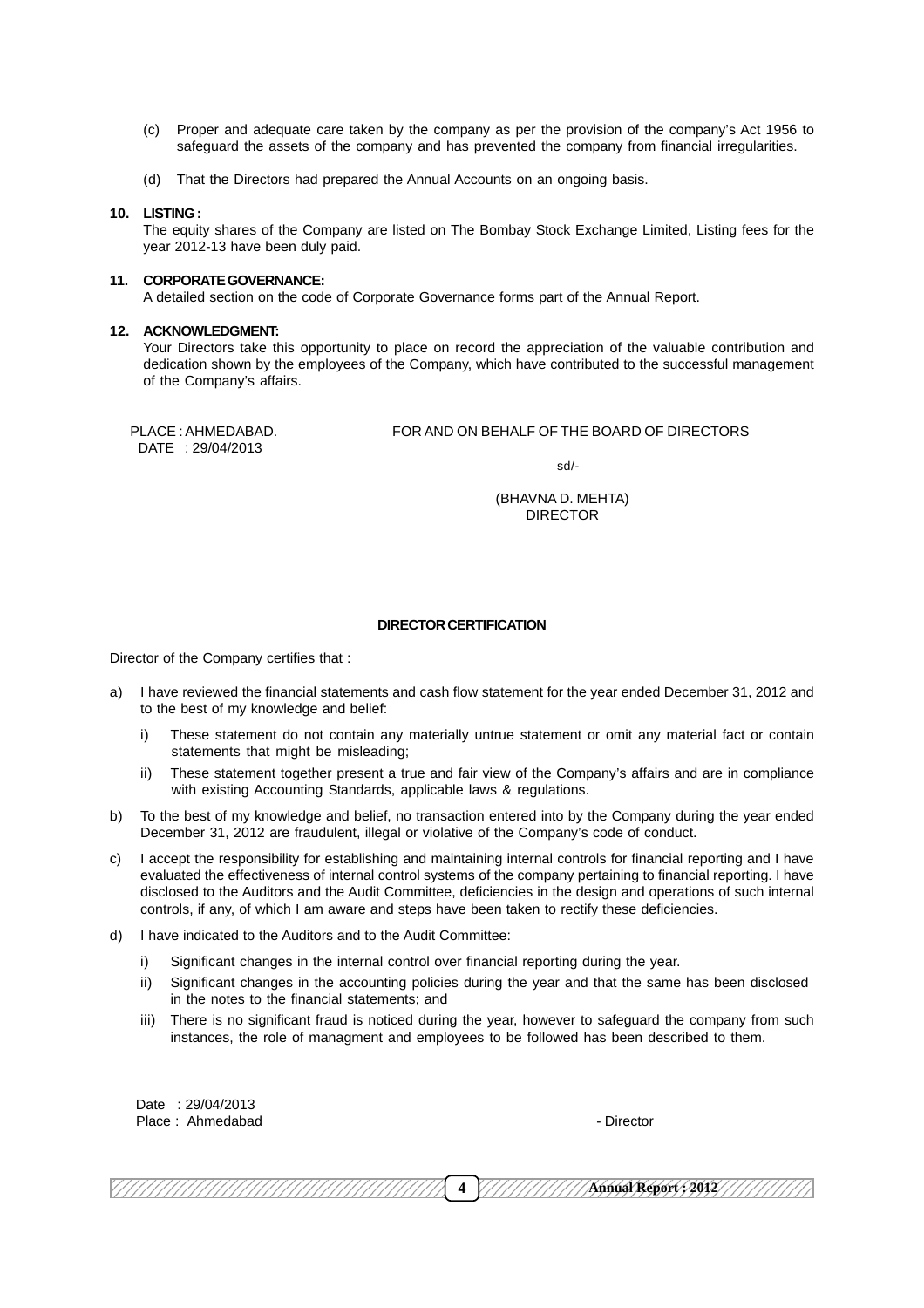(c) Proper and adequate care taken by the company as per the provision of the company's Act 1956 to safeguard the assets of the company and has prevented the company from financial irregularities.

(d) That the Directors had prepared the Annual Accounts on an ongoing basis.

**10. LISTING :**

The equity shares of the Company are listed on The Bombay Stock Exchange Limited, Listing fees for the year 2012-13 have been duly paid.

**11. CORPORATE GOVERNANCE:**

A detailed section on the code of Corporate Governance forms part of the Annual Report.

**12. ACKNOWLEDGMENT:**

Your Directors take this opportunity to place on record the appreciation of the valuable contribution and dedication shown by the employees of the Company, which have contributed to the successful management of the Company's affairs.

PLACE : AHMEDABAD.
DATE : 29/04/2013

FOR AND ON BEHALF OF THE BOARD OF DIRECTORS

sd/-

(BHAVNA D. MEHTA)
DIRECTOR

**DIRECTOR CERTIFICATION**

Director of the Company certifies that :

a) I have reviewed the financial statements and cash flow statement for the year ended December 31, 2012 and to the best of my knowledge and belief:

   i) These statement do not contain any materially untrue statement or omit any material fact or contain statements that might be misleading;

   ii) These statement together present a true and fair view of the Company's affairs and are in compliance with existing Accounting Standards, applicable laws & regulations.

b) To the best of my knowledge and belief, no transaction entered into by the Company during the year ended December 31, 2012 are fraudulent, illegal or violative of the Company's code of conduct.

c) I accept the responsibility for establishing and maintaining internal controls for financial reporting and I have evaluated the effectiveness of internal control systems of the company pertaining to financial reporting. I have disclosed to the Auditors and the Audit Committee, deficiencies in the design and operations of such internal controls, if any, of which I am aware and steps have been taken to rectify these deficiencies.

d) I have indicated to the Auditors and to the Audit Committee:

   i) Significant changes in the internal control over financial reporting during the year.

   ii) Significant changes in the accounting policies during the year and that the same has been disclosed in the notes to the financial statements; and

   iii) There is no significant fraud is noticed during the year, however to safeguard the company from such instances, the role of managment and employees to be followed has been described to them.

Date : 29/04/2013
Place : Ahmedabad

- Director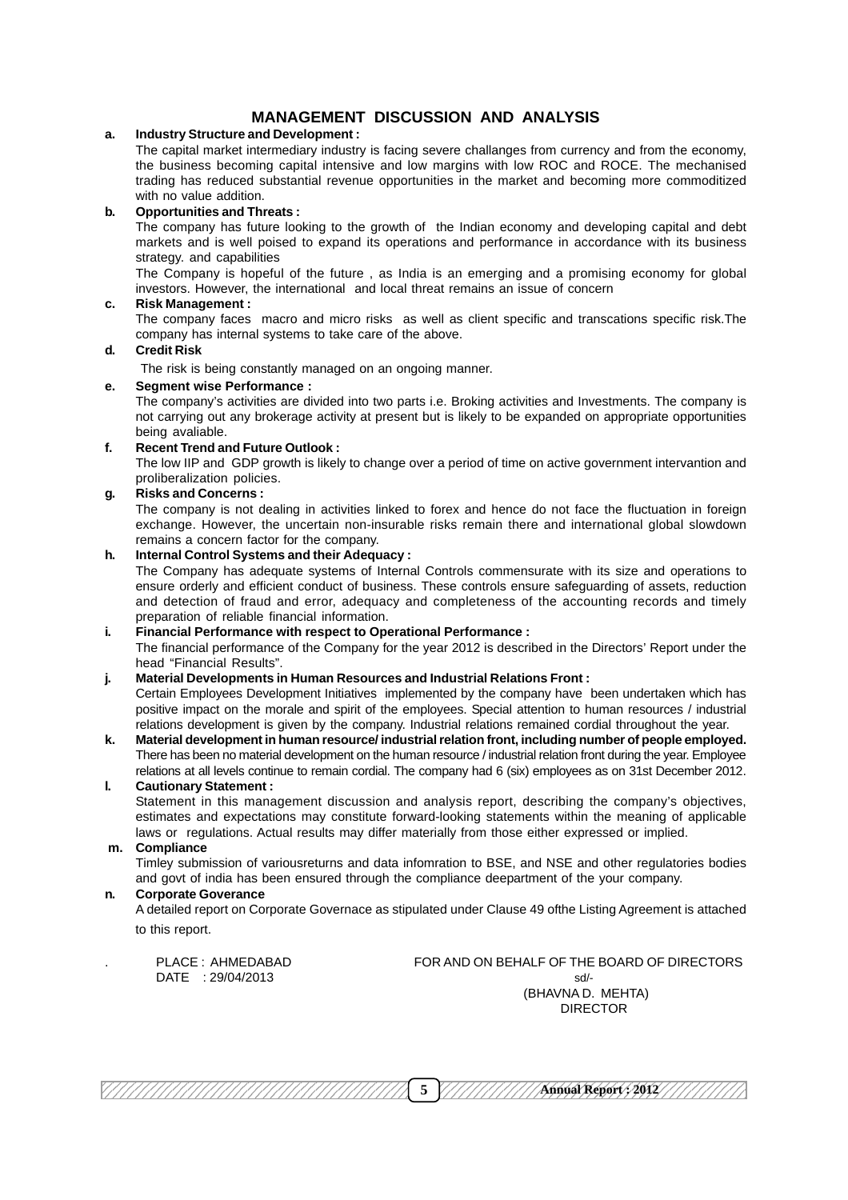# MANAGEMENT DISCUSSION AND ANALYSIS

**a. Industry Structure and Development :**

The capital market intermediary industry is facing severe challanges from currency and from the economy, the business becoming capital intensive and low margins with low ROC and ROCE. The mechanised trading has reduced substantial revenue opportunities in the market and becoming more commoditized with no value addition.

**b. Opportunities and Threats :**

The company has future looking to the growth of the Indian economy and developing capital and debt markets and is well poised to expand its operations and performance in accordance with its business strategy. and capabilities

The Company is hopeful of the future , as India is an emerging and a promising economy for global investors. However, the international and local threat remains an issue of concern

**c. Risk Management :**

The company faces macro and micro risks as well as client specific and transcations specific risk.The company has internal systems to take care of the above.

**d. Credit Risk**

The risk is being constantly managed on an ongoing manner.

**e. Segment wise Performance :**

The company's activities are divided into two parts i.e. Broking activities and Investments. The company is not carrying out any brokerage activity at present but is likely to be expanded on appropriate opportunities being avaliable.

**f. Recent Trend and Future Outlook :**

The low IIP and GDP growth is likely to change over a period of time on active government intervantion and proliberalization policies.

**g. Risks and Concerns :**

The company is not dealing in activities linked to forex and hence do not face the fluctuation in foreign exchange. However, the uncertain non-insurable risks remain there and international global slowdown remains a concern factor for the company.

**h. Internal Control Systems and their Adequacy :**

The Company has adequate systems of Internal Controls commensurate with its size and operations to ensure orderly and efficient conduct of business. These controls ensure safeguarding of assets, reduction and detection of fraud and error, adequacy and completeness of the accounting records and timely preparation of reliable financial information.

**i. Financial Performance with respect to Operational Performance :**

The financial performance of the Company for the year 2012 is described in the Directors' Report under the head "Financial Results".

**j. Material Developments in Human Resources and Industrial Relations Front :**

Certain Employees Development Initiatives implemented by the company have been undertaken which has positive impact on the morale and spirit of the employees. Special attention to human resources / industrial relations development is given by the company. Industrial relations remained cordial throughout the year.

**k. Material development in human resource/ industrial relation front, including number of people employed.**

There has been no material development on the human resource / industrial relation front during the year. Employee relations at all levels continue to remain cordial. The company had 6 (six) employees as on 31st December 2012.

**l. Cautionary Statement :**

Statement in this management discussion and analysis report, describing the company's objectives, estimates and expectations may constitute forward-looking statements within the meaning of applicable laws or regulations. Actual results may differ materially from those either expressed or implied.

**m. Compliance**

Timley submission of variousreturns and data infomration to BSE, and NSE and other regulatories bodies and govt of india has been ensured through the compliance deepartment of the your company.

**n. Corporate Goverance**

A detailed report on Corporate Governace as stipulated under Clause 49 ofthe Listing Agreement is attached to this report.

PLACE : AHMEDABAD
DATE : 29/04/2013

FOR AND ON BEHALF OF THE BOARD OF DIRECTORS
sd/-
(BHAVNA D. MEHTA)
DIRECTOR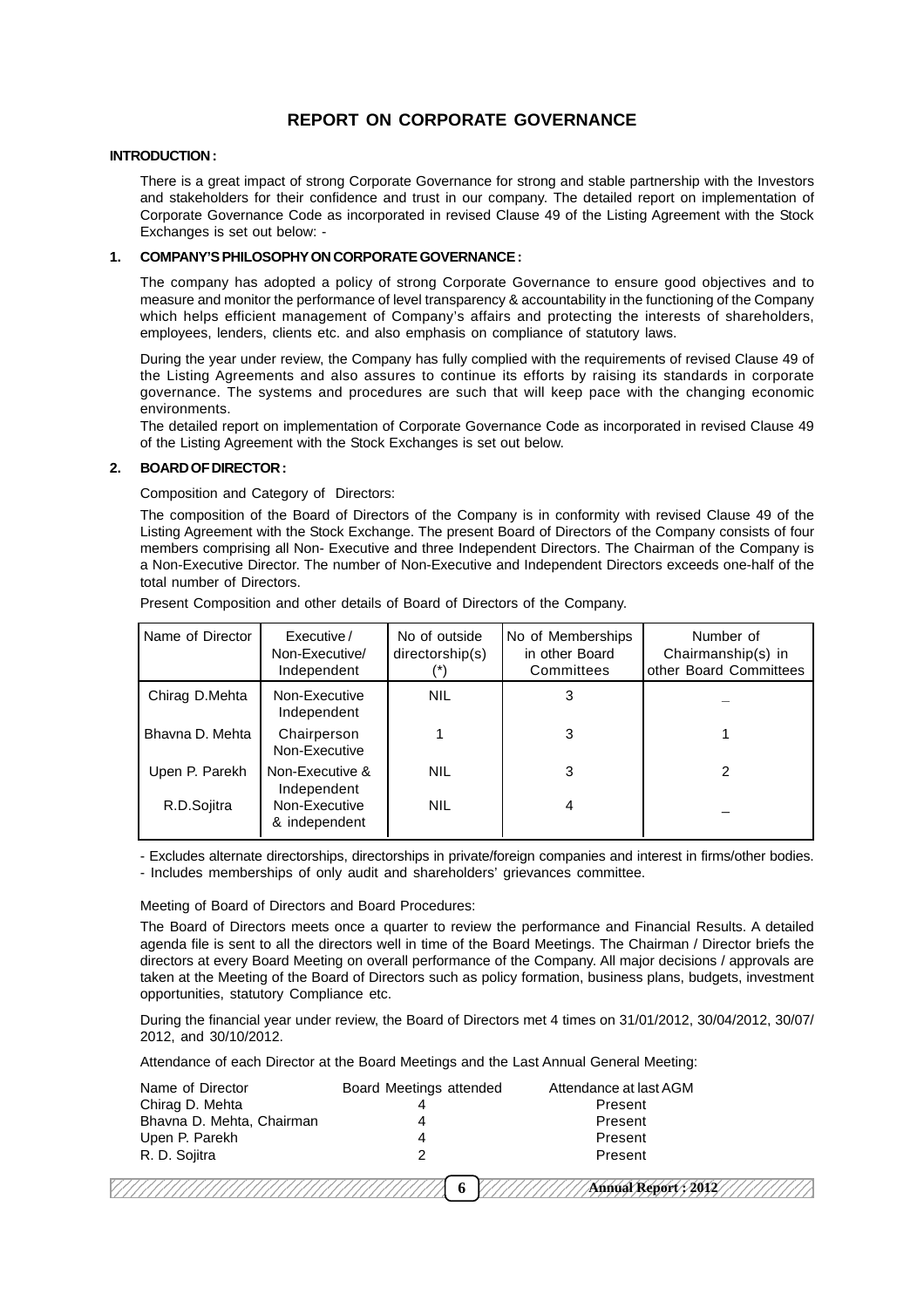# REPORT ON CORPORATE GOVERNANCE

**INTRODUCTION :**

There is a great impact of strong Corporate Governance for strong and stable partnership with the Investors and stakeholders for their confidence and trust in our company. The detailed report on implementation of Corporate Governance Code as incorporated in revised Clause 49 of the Listing Agreement with the Stock Exchanges is set out below: -

**1. COMPANY'S PHILOSOPHY ON CORPORATE GOVERNANCE :**

The company has adopted a policy of strong Corporate Governance to ensure good objectives and to measure and monitor the performance of level transparency & accountability in the functioning of the Company which helps efficient management of Company's affairs and protecting the interests of shareholders, employees, lenders, clients etc. and also emphasis on compliance of statutory laws.

During the year under review, the Company has fully complied with the requirements of revised Clause 49 of the Listing Agreements and also assures to continue its efforts by raising its standards in corporate governance. The systems and procedures are such that will keep pace with the changing economic environments.

The detailed report on implementation of Corporate Governance Code as incorporated in revised Clause 49 of the Listing Agreement with the Stock Exchanges is set out below.

**2. BOARD OF DIRECTOR :**

Composition and Category of Directors:

The composition of the Board of Directors of the Company is in conformity with revised Clause 49 of the Listing Agreement with the Stock Exchange. The present Board of Directors of the Company consists of four members comprising all Non- Executive and three Independent Directors. The Chairman of the Company is a Non-Executive Director. The number of Non-Executive and Independent Directors exceeds one-half of the total number of Directors.

Present Composition and other details of Board of Directors of the Company.

| Name of Director | Executive / Non-Executive/ Independent | No of outside directorship(s) (*) | No of Memberships in other Board Committees | Number of Chairmanship(s) in other Board Committees |
|---|---|---|---|---|
| Chirag D.Mehta | Non-Executive Independent | NIL | 3 | _ |
| Bhavna D. Mehta | Chairperson Non-Executive | 1 | 3 | 1 |
| Upen P. Parekh | Non-Executive & Independent | NIL | 3 | 2 |
| R.D.Sojitra | Non-Executive & independent | NIL | 4 | _ |

- Excludes alternate directorships, directorships in private/foreign companies and interest in firms/other bodies.
- Includes memberships of only audit and shareholders' grievances committee.

Meeting of Board of Directors and Board Procedures:

The Board of Directors meets once a quarter to review the performance and Financial Results. A detailed agenda file is sent to all the directors well in time of the Board Meetings. The Chairman / Director briefs the directors at every Board Meeting on overall performance of the Company. All major decisions / approvals are taken at the Meeting of the Board of Directors such as policy formation, business plans, budgets, investment opportunities, statutory Compliance etc.

During the financial year under review, the Board of Directors met 4 times on 31/01/2012, 30/04/2012, 30/07/2012, and 30/10/2012.

Attendance of each Director at the Board Meetings and the Last Annual General Meeting:

| Name of Director | Board Meetings attended | Attendance at last AGM |
|---|---|---|
| Chirag D. Mehta | 4 | Present |
| Bhavna D. Mehta, Chairman | 4 | Present |
| Upen P. Parekh | 4 | Present |
| R. D. Sojitra | 2 | Present |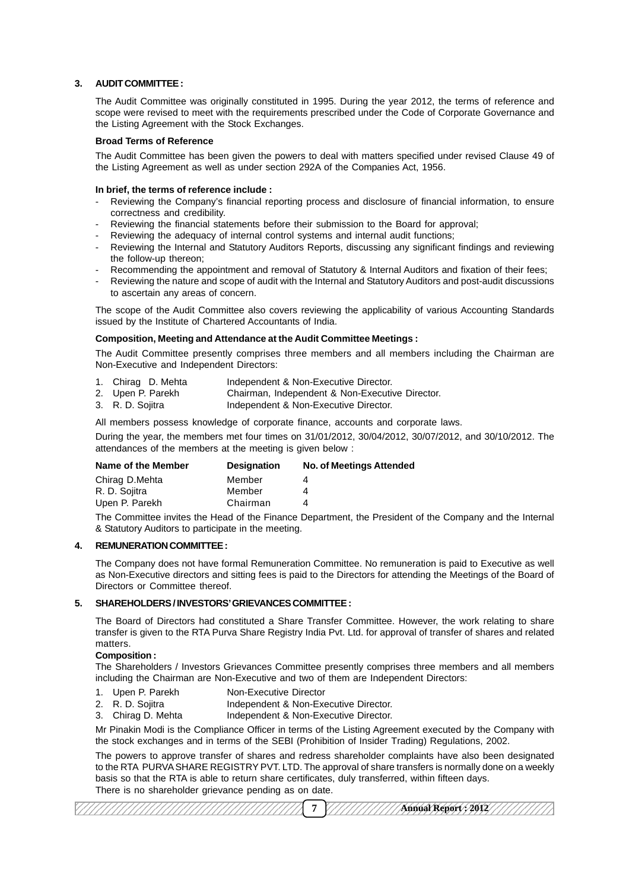## 3. AUDIT COMMITTEE :

The Audit Committee was originally constituted in 1995. During the year 2012, the terms of reference and scope were revised to meet with the requirements prescribed under the Code of Corporate Governance and the Listing Agreement with the Stock Exchanges.

**Broad Terms of Reference**

The Audit Committee has been given the powers to deal with matters specified under revised Clause 49 of the Listing Agreement as well as under section 292A of the Companies Act, 1956.

**In brief, the terms of reference include :**

- Reviewing the Company's financial reporting process and disclosure of financial information, to ensure correctness and credibility.
- Reviewing the financial statements before their submission to the Board for approval;
- Reviewing the adequacy of internal control systems and internal audit functions;
- Reviewing the Internal and Statutory Auditors Reports, discussing any significant findings and reviewing the follow-up thereon;
- Recommending the appointment and removal of Statutory & Internal Auditors and fixation of their fees;
- Reviewing the nature and scope of audit with the Internal and Statutory Auditors and post-audit discussions to ascertain any areas of concern.

The scope of the Audit Committee also covers reviewing the applicability of various Accounting Standards issued by the Institute of Chartered Accountants of India.

**Composition, Meeting and Attendance at the Audit Committee Meetings :**

The Audit Committee presently comprises three members and all members including the Chairman are Non-Executive and Independent Directors:

1. Chirag D. Mehta — Independent & Non-Executive Director.
2. Upen P. Parekh — Chairman, Independent & Non-Executive Director.
3. R. D. Sojitra — Independent & Non-Executive Director.

All members possess knowledge of corporate finance, accounts and corporate laws.

During the year, the members met four times on 31/01/2012, 30/04/2012, 30/07/2012, and 30/10/2012. The attendances of the members at the meeting is given below :

| Name of the Member | Designation | No. of Meetings Attended |
|---|---|---|
| Chirag D.Mehta | Member | 4 |
| R. D. Sojitra | Member | 4 |
| Upen P. Parekh | Chairman | 4 |

The Committee invites the Head of the Finance Department, the President of the Company and the Internal & Statutory Auditors to participate in the meeting.

## 4. REMUNERATION COMMITTEE :

The Company does not have formal Remuneration Committee. No remuneration is paid to Executive as well as Non-Executive directors and sitting fees is paid to the Directors for attending the Meetings of the Board of Directors or Committee thereof.

## 5. SHAREHOLDERS / INVESTORS' GRIEVANCES COMMITTEE :

The Board of Directors had constituted a Share Transfer Committee. However, the work relating to share transfer is given to the RTA Purva Share Registry India Pvt. Ltd. for approval of transfer of shares and related matters.

**Composition :**

The Shareholders / Investors Grievances Committee presently comprises three members and all members including the Chairman are Non-Executive and two of them are Independent Directors:

1. Upen P. Parekh — Non-Executive Director
2. R. D. Sojitra — Independent & Non-Executive Director.
3. Chirag D. Mehta — Independent & Non-Executive Director.

Mr Pinakin Modi is the Compliance Officer in terms of the Listing Agreement executed by the Company with the stock exchanges and in terms of the SEBI (Prohibition of Insider Trading) Regulations, 2002.

The powers to approve transfer of shares and redress shareholder complaints have also been designated to the RTA PURVA SHARE REGISTRY PVT. LTD. The approval of share transfers is normally done on a weekly basis so that the RTA is able to return share certificates, duly transferred, within fifteen days.

There is no shareholder grievance pending as on date.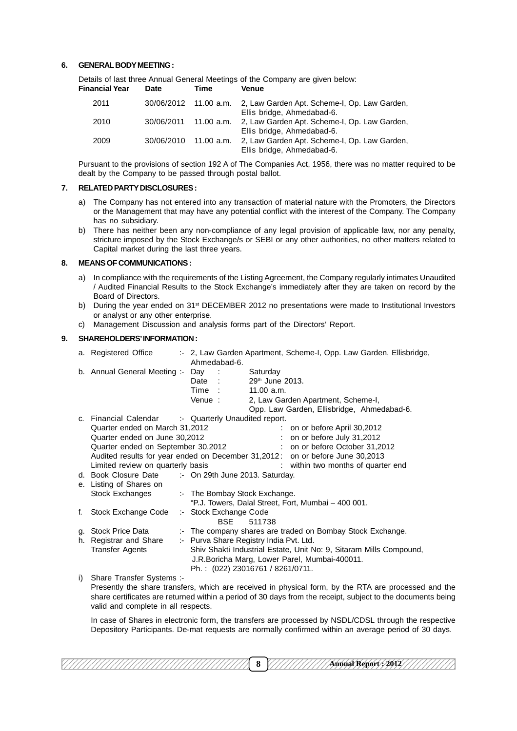## 6. GENERAL BODY MEETING :

Details of last three Annual General Meetings of the Company are given below:

| Financial Year | Date | Time | Venue |
|---|---|---|---|
| 2011 | 30/06/2012 | 11.00 a.m. | 2, Law Garden Apt. Scheme-I, Op. Law Garden, Ellis bridge, Ahmedabad-6. |
| 2010 | 30/06/2011 | 11.00 a.m. | 2, Law Garden Apt. Scheme-I, Op. Law Garden, Ellis bridge, Ahmedabad-6. |
| 2009 | 30/06/2010 | 11.00 a.m. | 2, Law Garden Apt. Scheme-I, Op. Law Garden, Ellis bridge, Ahmedabad-6. |

Pursuant to the provisions of section 192 A of The Companies Act, 1956, there was no matter required to be dealt by the Company to be passed through postal ballot.

## 7. RELATED PARTY DISCLOSURES :

a) The Company has not entered into any transaction of material nature with the Promoters, the Directors or the Management that may have any potential conflict with the interest of the Company. The Company has no subsidiary.

b) There has neither been any non-compliance of any legal provision of applicable law, nor any penalty, stricture imposed by the Stock Exchange/s or SEBI or any other authorities, no other matters related to Capital market during the last three years.

## 8. MEANS OF COMMUNICATIONS :

a) In compliance with the requirements of the Listing Agreement, the Company regularly intimates Unaudited / Audited Financial Results to the Stock Exchange's immediately after they are taken on record by the Board of Directors.

b) During the year ended on 31st DECEMBER 2012 no presentations were made to Institutional Investors or analyst or any other enterprise.

c) Management Discussion and analysis forms part of the Directors' Report.

## 9. SHAREHOLDERS' INFORMATION :

a. Registered Office :- 2, Law Garden Apartment, Scheme-I, Opp. Law Garden, Ellisbridge, Ahmedabad-6.

b. Annual General Meeting :-
- Day : Saturday
- Date : 29th June 2013.
- Time : 11.00 a.m.
- Venue : 2, Law Garden Apartment, Scheme-I, Opp. Law Garden, Ellisbridge, Ahmedabad-6.

c. Financial Calendar :- Quarterly Unaudited report.

| | |
|---|---|
| Quarter ended on March 31,2012 | : on or before April 30,2012 |
| Quarter ended on June 30,2012 | : on or before July 31,2012 |
| Quarter ended on September 30,2012 | : on or before October 31,2012 |
| Audited results for year ended on December 31,2012 | : on or before June 30,2013 |
| Limited review on quarterly basis | : within two months of quarter end |

d. Book Closure Date :- On 29th June 2013. Saturday.

e. Listing of Shares on Stock Exchanges :- The Bombay Stock Exchange. "P.J. Towers, Dalal Street, Fort, Mumbai – 400 001.

f. Stock Exchange Code :- Stock Exchange Code
BSE 511738

g. Stock Price Data :- The company shares are traded on Bombay Stock Exchange.

h. Registrar and Share Transfer Agents :- Purva Share Registry India Pvt. Ltd.
Shiv Shakti Industrial Estate, Unit No: 9, Sitaram Mills Compound, J.R.Boricha Marg, Lower Parel, Mumbai-400011.
Ph. : (022) 23016761 / 8261/0711.

i) Share Transfer Systems :-

Presently the share transfers, which are received in physical form, by the RTA are processed and the share certificates are returned within a period of 30 days from the receipt, subject to the documents being valid and complete in all respects.

In case of Shares in electronic form, the transfers are processed by NSDL/CDSL through the respective Depository Participants. De-mat requests are normally confirmed within an average period of 30 days.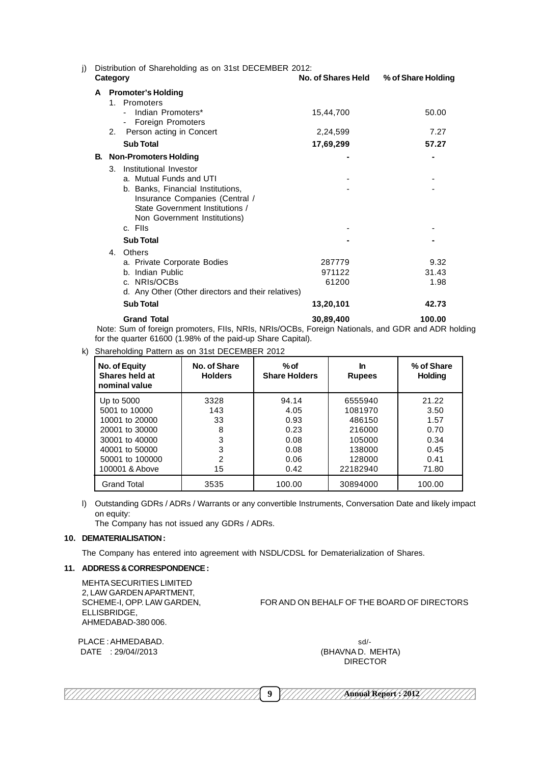j) Distribution of Shareholding as on 31st DECEMBER 2012:

| Category | No. of Shares Held | % of Share Holding |
|---|---|---|
| **A Promoter's Holding** | | |
| 1. Promoters | | |
| - Indian Promoters* | 15,44,700 | 50.00 |
| - Foreign Promoters | | |
| 2. Person acting in Concert | 2,24,599 | 7.27 |
| **Sub Total** | **17,69,299** | **57.27** |
| **B. Non-Promoters Holding** | **-** | **-** |
| 3. Institutional Investor | | |
| a. Mutual Funds and UTI | - | - |
| b. Banks, Financial Institutions, Insurance Companies (Central / State Government Institutions / Non Government Institutions) | - | - |
| c. FIIs | - | - |
| **Sub Total** | **-** | **-** |
| 4. Others | | |
| a. Private Corporate Bodies | 287779 | 9.32 |
| b. Indian Public | 971122 | 31.43 |
| c. NRIs/OCBs | 61200 | 1.98 |
| d. Any Other (Other directors and their relatives) | | |
| **Sub Total** | **13,20,101** | **42.73** |
| **Grand Total** | **30,89,400** | **100.00** |

Note: Sum of foreign promoters, FIIs, NRIs, NRIs/OCBs, Foreign Nationals, and GDR and ADR holding for the quarter 61600 (1.98% of the paid-up Share Capital).

k) Shareholding Pattern as on 31st DECEMBER 2012

| No. of Equity Shares held at nominal value | No. of Share Holders | % of Share Holders | In Rupees | % of Share Holding |
|---|---|---|---|---|
| Up to 5000 | 3328 | 94.14 | 6555940 | 21.22 |
| 5001 to 10000 | 143 | 4.05 | 1081970 | 3.50 |
| 10001 to 20000 | 33 | 0.93 | 486150 | 1.57 |
| 20001 to 30000 | 8 | 0.23 | 216000 | 0.70 |
| 30001 to 40000 | 3 | 0.08 | 105000 | 0.34 |
| 40001 to 50000 | 3 | 0.08 | 138000 | 0.45 |
| 50001 to 100000 | 2 | 0.06 | 128000 | 0.41 |
| 100001 & Above | 15 | 0.42 | 22182940 | 71.80 |
| Grand Total | 3535 | 100.00 | 30894000 | 100.00 |

l) Outstanding GDRs / ADRs / Warrants or any convertible Instruments, Conversation Date and likely impact on equity:

The Company has not issued any GDRs / ADRs.

**10. DEMATERIALISATION :**

The Company has entered into agreement with NSDL/CDSL for Dematerialization of Shares.

**11. ADDRESS & CORRESPONDENCE :**

MEHTA SECURITIES LIMITED
2, LAW GARDEN APARTMENT,
SCHEME-I, OPP. LAW GARDEN,
ELLISBRIDGE,
AHMEDABAD-380 006.

FOR AND ON BEHALF OF THE BOARD OF DIRECTORS

PLACE : AHMEDABAD.
DATE : 29/04//2013

sd/-
(BHAVNA D. MEHTA)
DIRECTOR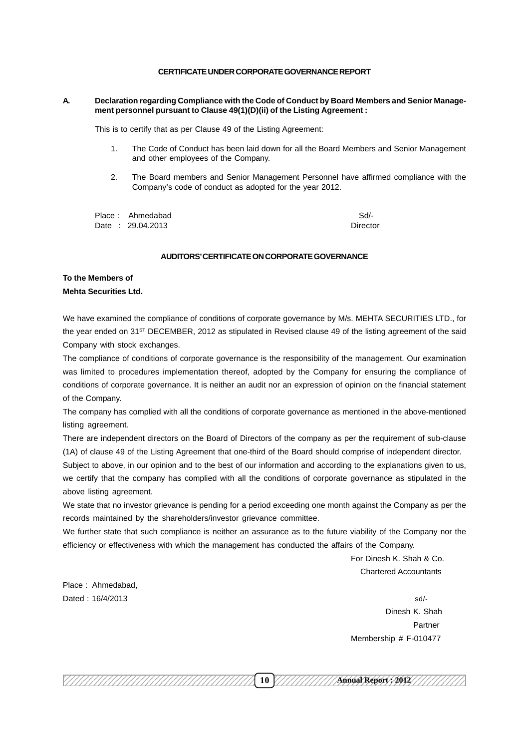## CERTIFICATE UNDER CORPORATE GOVERNANCE REPORT

**A. Declaration regarding Compliance with the Code of Conduct by Board Members and Senior Management personnel pursuant to Clause 49(1)(D)(ii) of the Listing Agreement :**

This is to certify that as per Clause 49 of the Listing Agreement:

1. The Code of Conduct has been laid down for all the Board Members and Senior Management and other employees of the Company.
2. The Board members and Senior Management Personnel have affirmed compliance with the Company's code of conduct as adopted for the year 2012.

Place : Ahmedabad
Date : 29.04.2013

Sd/-
Director

## AUDITORS' CERTIFICATE ON CORPORATE GOVERNANCE

**To the Members of**
**Mehta Securities Ltd.**

We have examined the compliance of conditions of corporate governance by M/s. MEHTA SECURITIES LTD., for the year ended on 31ST DECEMBER, 2012 as stipulated in Revised clause 49 of the listing agreement of the said Company with stock exchanges.

The compliance of conditions of corporate governance is the responsibility of the management. Our examination was limited to procedures implementation thereof, adopted by the Company for ensuring the compliance of conditions of corporate governance. It is neither an audit nor an expression of opinion on the financial statement of the Company.

The company has complied with all the conditions of corporate governance as mentioned in the above-mentioned listing agreement.

There are independent directors on the Board of Directors of the company as per the requirement of sub-clause (1A) of clause 49 of the Listing Agreement that one-third of the Board should comprise of independent director.

Subject to above, in our opinion and to the best of our information and according to the explanations given to us, we certify that the company has complied with all the conditions of corporate governance as stipulated in the above listing agreement.

We state that no investor grievance is pending for a period exceeding one month against the Company as per the records maintained by the shareholders/investor grievance committee.

We further state that such compliance is neither an assurance as to the future viability of the Company nor the efficiency or effectiveness with which the management has conducted the affairs of the Company.

For Dinesh K. Shah & Co.
Chartered Accountants

Place : Ahmedabad,
Dated : 16/4/2013

sd/-
Dinesh K. Shah
Partner
Membership # F-010477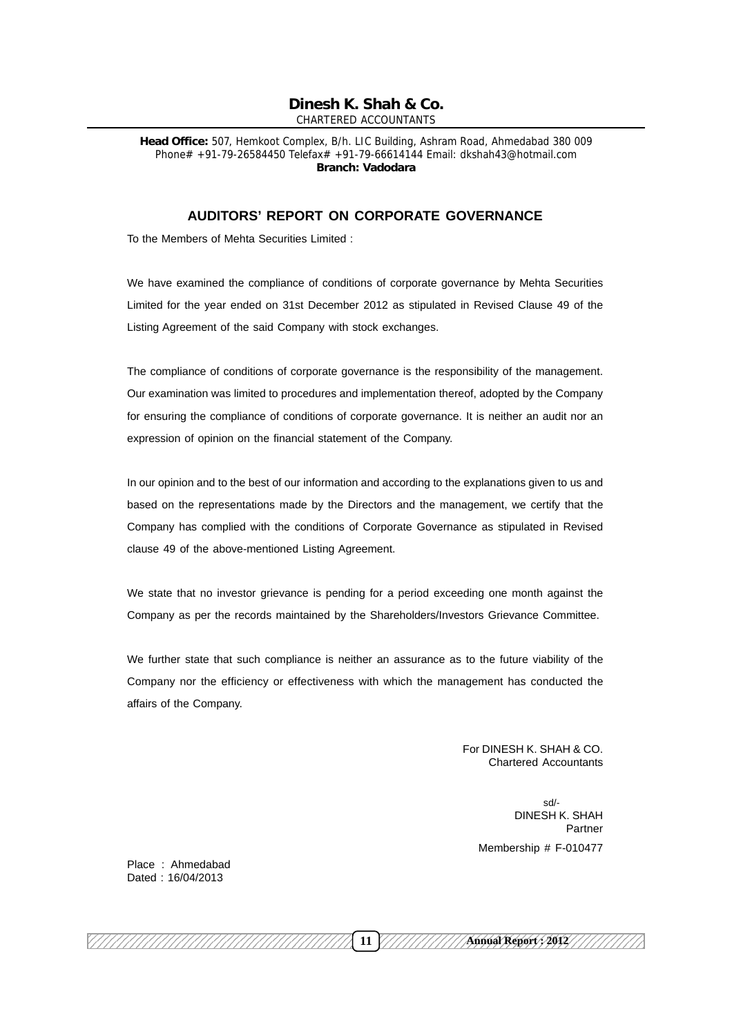**Dinesh K. Shah & Co.**
CHARTERED ACCOUNTANTS

**Head Office:** 507, Hemkoot Complex, B/h. LIC Building, Ashram Road, Ahmedabad 380 009
Phone# +91-79-26584450 Telefax# +91-79-66614144 Email: dkshah43@hotmail.com
**Branch: Vadodara**

## AUDITORS' REPORT ON CORPORATE GOVERNANCE

To the Members of Mehta Securities Limited :

We have examined the compliance of conditions of corporate governance by Mehta Securities Limited for the year ended on 31st December 2012 as stipulated in Revised Clause 49 of the Listing Agreement of the said Company with stock exchanges.

The compliance of conditions of corporate governance is the responsibility of the management. Our examination was limited to procedures and implementation thereof, adopted by the Company for ensuring the compliance of conditions of corporate governance. It is neither an audit nor an expression of opinion on the financial statement of the Company.

In our opinion and to the best of our information and according to the explanations given to us and based on the representations made by the Directors and the management, we certify that the Company has complied with the conditions of Corporate Governance as stipulated in Revised clause 49 of the above-mentioned Listing Agreement.

We state that no investor grievance is pending for a period exceeding one month against the Company as per the records maintained by the Shareholders/Investors Grievance Committee.

We further state that such compliance is neither an assurance as to the future viability of the Company nor the efficiency or effectiveness with which the management has conducted the affairs of the Company.

For DINESH K. SHAH & CO.
Chartered Accountants

sd/-
DINESH K. SHAH
Partner
Membership # F-010477

Place : Ahmedabad
Dated : 16/04/2013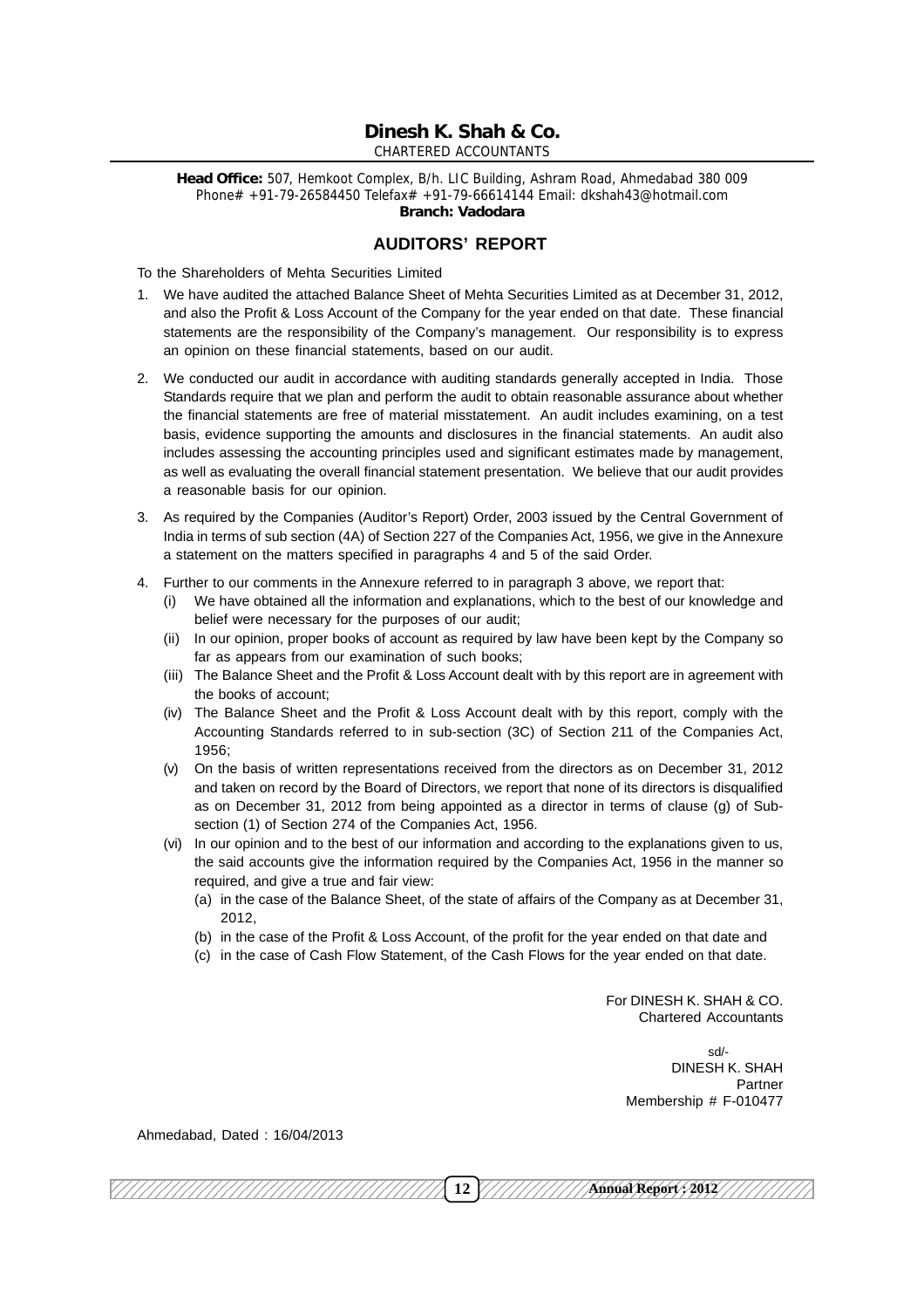# Dinesh K. Shah & Co.

CHARTERED ACCOUNTANTS

**Head Office:** 507, Hemkoot Complex, B/h. LIC Building, Ashram Road, Ahmedabad 380 009
Phone# +91-79-26584450 Telefax# +91-79-66614144 Email: dkshah43@hotmail.com
**Branch: Vadodara**

## AUDITORS' REPORT

To the Shareholders of Mehta Securities Limited

1. We have audited the attached Balance Sheet of Mehta Securities Limited as at December 31, 2012, and also the Profit & Loss Account of the Company for the year ended on that date. These financial statements are the responsibility of the Company's management. Our responsibility is to express an opinion on these financial statements, based on our audit.

2. We conducted our audit in accordance with auditing standards generally accepted in India. Those Standards require that we plan and perform the audit to obtain reasonable assurance about whether the financial statements are free of material misstatement. An audit includes examining, on a test basis, evidence supporting the amounts and disclosures in the financial statements. An audit also includes assessing the accounting principles used and significant estimates made by management, as well as evaluating the overall financial statement presentation. We believe that our audit provides a reasonable basis for our opinion.

3. As required by the Companies (Auditor's Report) Order, 2003 issued by the Central Government of India in terms of sub section (4A) of Section 227 of the Companies Act, 1956, we give in the Annexure a statement on the matters specified in paragraphs 4 and 5 of the said Order.

4. Further to our comments in the Annexure referred to in paragraph 3 above, we report that:
   - (i) We have obtained all the information and explanations, which to the best of our knowledge and belief were necessary for the purposes of our audit;
   - (ii) In our opinion, proper books of account as required by law have been kept by the Company so far as appears from our examination of such books;
   - (iii) The Balance Sheet and the Profit & Loss Account dealt with by this report are in agreement with the books of account;
   - (iv) The Balance Sheet and the Profit & Loss Account dealt with by this report, comply with the Accounting Standards referred to in sub-section (3C) of Section 211 of the Companies Act, 1956;
   - (v) On the basis of written representations received from the directors as on December 31, 2012 and taken on record by the Board of Directors, we report that none of its directors is disqualified as on December 31, 2012 from being appointed as a director in terms of clause (g) of Sub-section (1) of Section 274 of the Companies Act, 1956.
   - (vi) In our opinion and to the best of our information and according to the explanations given to us, the said accounts give the information required by the Companies Act, 1956 in the manner so required, and give a true and fair view:
     - (a) in the case of the Balance Sheet, of the state of affairs of the Company as at December 31, 2012,
     - (b) in the case of the Profit & Loss Account, of the profit for the year ended on that date and
     - (c) in the case of Cash Flow Statement, of the Cash Flows for the year ended on that date.

For DINESH K. SHAH & CO.
Chartered Accountants

sd/-
DINESH K. SHAH
Partner
Membership # F-010477

Ahmedabad, Dated : 16/04/2013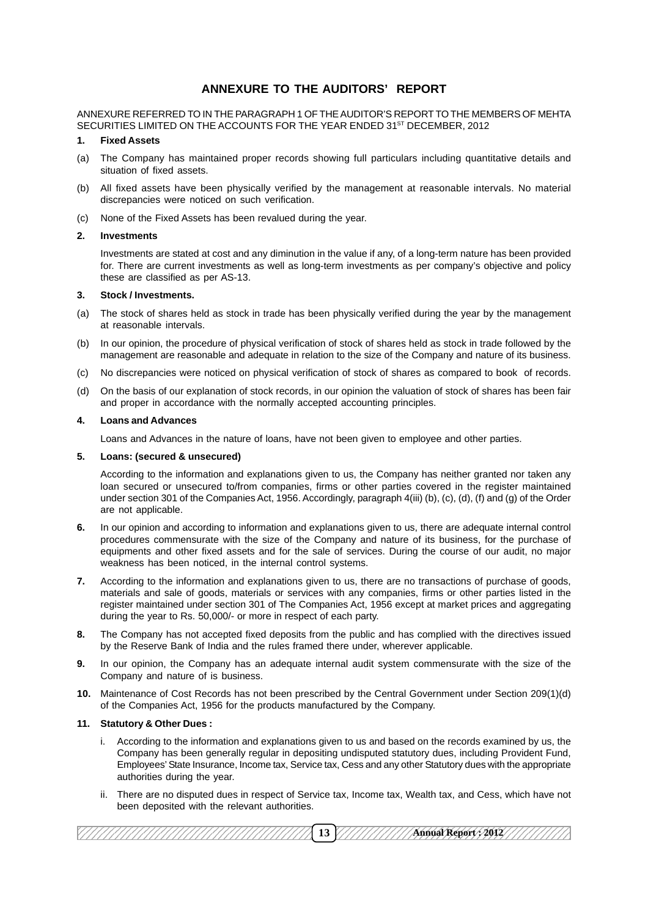# ANNEXURE TO THE AUDITORS' REPORT

ANNEXURE REFERRED TO IN THE PARAGRAPH 1 OF THE AUDITOR'S REPORT TO THE MEMBERS OF MEHTA SECURITIES LIMITED ON THE ACCOUNTS FOR THE YEAR ENDED 31ST DECEMBER, 2012

**1. Fixed Assets**

(a) The Company has maintained proper records showing full particulars including quantitative details and situation of fixed assets.

(b) All fixed assets have been physically verified by the management at reasonable intervals. No material discrepancies were noticed on such verification.

(c) None of the Fixed Assets has been revalued during the year.

**2. Investments**

Investments are stated at cost and any diminution in the value if any, of a long-term nature has been provided for. There are current investments as well as long-term investments as per company's objective and policy these are classified as per AS-13.

**3. Stock / Investments.**

(a) The stock of shares held as stock in trade has been physically verified during the year by the management at reasonable intervals.

(b) In our opinion, the procedure of physical verification of stock of shares held as stock in trade followed by the management are reasonable and adequate in relation to the size of the Company and nature of its business.

(c) No discrepancies were noticed on physical verification of stock of shares as compared to book of records.

(d) On the basis of our explanation of stock records, in our opinion the valuation of stock of shares has been fair and proper in accordance with the normally accepted accounting principles.

**4. Loans and Advances**

Loans and Advances in the nature of loans, have not been given to employee and other parties.

**5. Loans: (secured & unsecured)**

According to the information and explanations given to us, the Company has neither granted nor taken any loan secured or unsecured to/from companies, firms or other parties covered in the register maintained under section 301 of the Companies Act, 1956. Accordingly, paragraph 4(iii) (b), (c), (d), (f) and (g) of the Order are not applicable.

**6.** In our opinion and according to information and explanations given to us, there are adequate internal control procedures commensurate with the size of the Company and nature of its business, for the purchase of equipments and other fixed assets and for the sale of services. During the course of our audit, no major weakness has been noticed, in the internal control systems.

**7.** According to the information and explanations given to us, there are no transactions of purchase of goods, materials and sale of goods, materials or services with any companies, firms or other parties listed in the register maintained under section 301 of The Companies Act, 1956 except at market prices and aggregating during the year to Rs. 50,000/- or more in respect of each party.

**8.** The Company has not accepted fixed deposits from the public and has complied with the directives issued by the Reserve Bank of India and the rules framed there under, wherever applicable.

**9.** In our opinion, the Company has an adequate internal audit system commensurate with the size of the Company and nature of is business.

**10.** Maintenance of Cost Records has not been prescribed by the Central Government under Section 209(1)(d) of the Companies Act, 1956 for the products manufactured by the Company.

**11. Statutory & Other Dues :**

i. According to the information and explanations given to us and based on the records examined by us, the Company has been generally regular in depositing undisputed statutory dues, including Provident Fund, Employees' State Insurance, Income tax, Service tax, Cess and any other Statutory dues with the appropriate authorities during the year.

ii. There are no disputed dues in respect of Service tax, Income tax, Wealth tax, and Cess, which have not been deposited with the relevant authorities.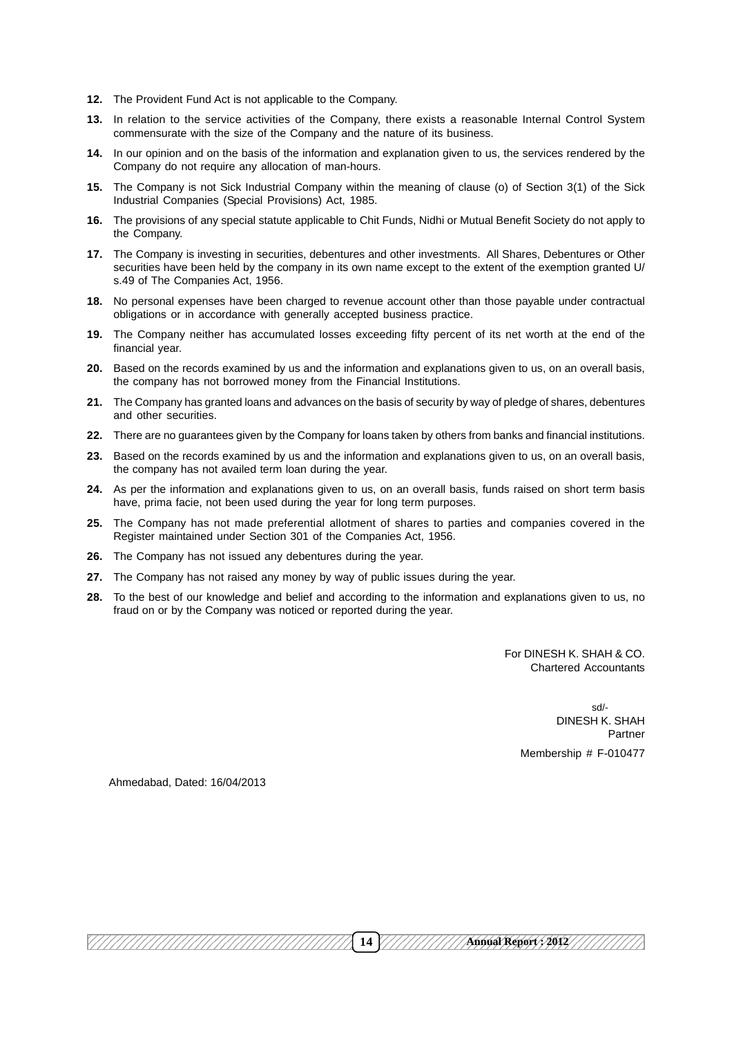**12.** The Provident Fund Act is not applicable to the Company.

**13.** In relation to the service activities of the Company, there exists a reasonable Internal Control System commensurate with the size of the Company and the nature of its business.

**14.** In our opinion and on the basis of the information and explanation given to us, the services rendered by the Company do not require any allocation of man-hours.

**15.** The Company is not Sick Industrial Company within the meaning of clause (o) of Section 3(1) of the Sick Industrial Companies (Special Provisions) Act, 1985.

**16.** The provisions of any special statute applicable to Chit Funds, Nidhi or Mutual Benefit Society do not apply to the Company.

**17.** The Company is investing in securities, debentures and other investments. All Shares, Debentures or Other securities have been held by the company in its own name except to the extent of the exemption granted U/s.49 of The Companies Act, 1956.

**18.** No personal expenses have been charged to revenue account other than those payable under contractual obligations or in accordance with generally accepted business practice.

**19.** The Company neither has accumulated losses exceeding fifty percent of its net worth at the end of the financial year.

**20.** Based on the records examined by us and the information and explanations given to us, on an overall basis, the company has not borrowed money from the Financial Institutions.

**21.** The Company has granted loans and advances on the basis of security by way of pledge of shares, debentures and other securities.

**22.** There are no guarantees given by the Company for loans taken by others from banks and financial institutions.

**23.** Based on the records examined by us and the information and explanations given to us, on an overall basis, the company has not availed term loan during the year.

**24.** As per the information and explanations given to us, on an overall basis, funds raised on short term basis have, prima facie, not been used during the year for long term purposes.

**25.** The Company has not made preferential allotment of shares to parties and companies covered in the Register maintained under Section 301 of the Companies Act, 1956.

**26.** The Company has not issued any debentures during the year.

**27.** The Company has not raised any money by way of public issues during the year.

**28.** To the best of our knowledge and belief and according to the information and explanations given to us, no fraud on or by the Company was noticed or reported during the year.

For DINESH K. SHAH & CO.
Chartered Accountants

sd/-
DINESH K. SHAH
Partner
Membership # F-010477

Ahmedabad, Dated: 16/04/2013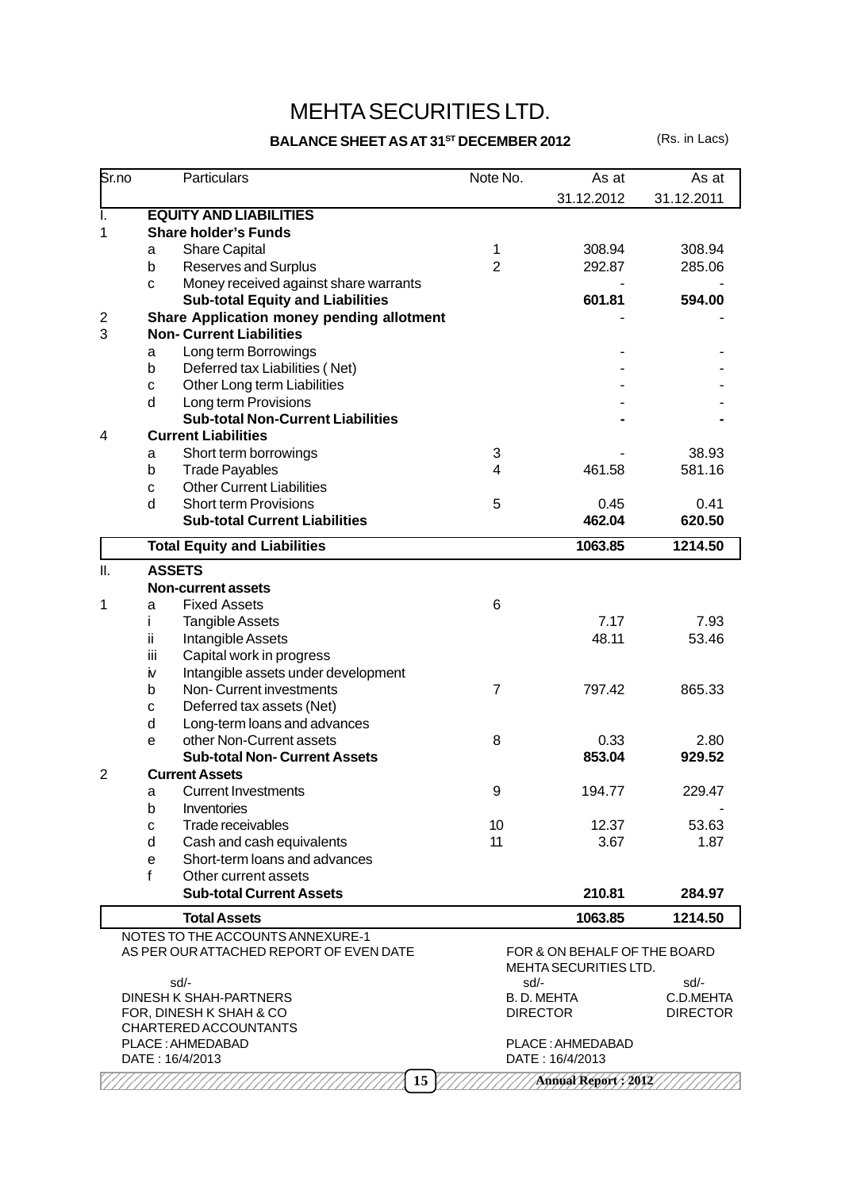# MEHTA SECURITIES LTD.

**BALANCE SHEET AS AT 31ST DECEMBER 2012** (Rs. in Lacs)

| Sr.no | | Particulars | Note No. | As at 31.12.2012 | As at 31.12.2011 |
|---|---|---|---|---|---|
| I. | | **EQUITY AND LIABILITIES** | | | |
| 1 | | **Share holder's Funds** | | | |
| | a | Share Capital | 1 | 308.94 | 308.94 |
| | b | Reserves and Surplus | 2 | 292.87 | 285.06 |
| | c | Money received against share warrants | | - | - |
| | | **Sub-total Equity and Liabilities** | | **601.81** | **594.00** |
| 2 | | **Share Application money pending allotment** | | - | - |
| 3 | | **Non- Current Liabilities** | | | |
| | a | Long term Borrowings | | - | - |
| | b | Deferred tax Liabilities ( Net) | | - | - |
| | c | Other Long term Liabilities | | - | - |
| | d | Long term Provisions | | - | - |
| | | **Sub-total Non-Current Liabilities** | | **-** | **-** |
| 4 | | **Current Liabilities** | | | |
| | a | Short term borrowings | 3 | - | 38.93 |
| | b | Trade Payables | 4 | 461.58 | 581.16 |
| | c | Other Current Liabilities | | | |
| | d | Short term Provisions | 5 | 0.45 | 0.41 |
| | | **Sub-total Current Liabilities** | | **462.04** | **620.50** |
| | | **Total Equity and Liabilities** | | **1063.85** | **1214.50** |
| II. | | **ASSETS** | | | |
| | | **Non-current assets** | | | |
| 1 | a | Fixed Assets | 6 | | |
| | i | Tangible Assets | | 7.17 | 7.93 |
| | ii | Intangible Assets | | 48.11 | 53.46 |
| | iii | Capital work in progress | | | |
| | iv | Intangible assets under development | | | |
| | b | Non- Current investments | 7 | 797.42 | 865.33 |
| | c | Deferred tax assets (Net) | | | |
| | d | Long-term loans and advances | | | |
| | e | other Non-Current assets | 8 | 0.33 | 2.80 |
| | | **Sub-total Non- Current Assets** | | **853.04** | **929.52** |
| 2 | | **Current Assets** | | | |
| | a | Current Investments | 9 | 194.77 | 229.47 |
| | b | Inventories | | | - |
| | c | Trade receivables | 10 | 12.37 | 53.63 |
| | d | Cash and cash equivalents | 11 | 3.67 | 1.87 |
| | e | Short-term loans and advances | | | |
| | f | Other current assets | | | |
| | | **Sub-total Current Assets** | | **210.81** | **284.97** |
| | | **Total Assets** | | **1063.85** | **1214.50** |

NOTES TO THE ACCOUNTS ANNEXURE-1

AS PER OUR ATTACHED REPORT OF EVEN DATE

sd/-
DINESH K SHAH-PARTNERS
FOR, DINESH K SHAH & CO
CHARTERED ACCOUNTANTS
PLACE : AHMEDABAD
DATE : 16/4/2013

FOR & ON BEHALF OF THE BOARD
MEHTA SECURITIES LTD.

| sd/- | sd/- |
|---|---|
| B. D. MEHTA | C.D.MEHTA |
| DIRECTOR | DIRECTOR |

PLACE : AHMEDABAD
DATE : 16/4/2013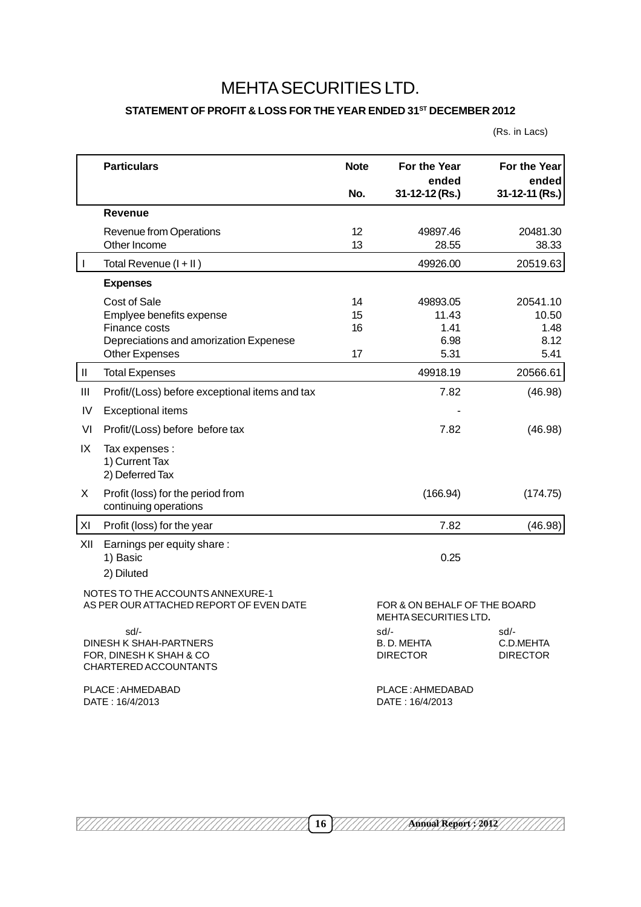# MEHTA SECURITIES LTD.

## STATEMENT OF PROFIT & LOSS FOR THE YEAR ENDED 31ST DECEMBER 2012

(Rs. in Lacs)

| | Particulars | Note No. | For the Year ended 31-12-12 (Rs.) | For the Year ended 31-12-11 (Rs.) |
|---|---|---|---|---|
| | **Revenue** | | | |
| | Revenue from Operations | 12 | 49897.46 | 20481.30 |
| | Other Income | 13 | 28.55 | 38.33 |
| I | Total Revenue (I + II ) | | 49926.00 | 20519.63 |
| | **Expenses** | | | |
| | Cost of Sale | 14 | 49893.05 | 20541.10 |
| | Emplyee benefits expense | 15 | 11.43 | 10.50 |
| | Finance costs | 16 | 1.41 | 1.48 |
| | Depreciations and amorization Expenese | | 6.98 | 8.12 |
| | Other Expenses | 17 | 5.31 | 5.41 |
| II | Total Expenses | | 49918.19 | 20566.61 |
| III | Profit/(Loss) before exceptional items and tax | | 7.82 | (46.98) |
| IV | Exceptional items | | - | |
| VI | Profit/(Loss) before before tax | | 7.82 | (46.98) |
| IX | Tax expenses :<br>1) Current Tax<br>2) Deferred Tax | | | |
| X | Profit (loss) for the period from continuing operations | | (166.94) | (174.75) |
| XI | Profit (loss) for the year | | 7.82 | (46.98) |
| XII | Earnings per equity share :<br>1) Basic<br>2) Diluted | | <br>0.25 | |

NOTES TO THE ACCOUNTS ANNEXURE-1
AS PER OUR ATTACHED REPORT OF EVEN DATE

sd/-
DINESH K SHAH-PARTNERS
FOR, DINESH K SHAH & CO
CHARTERED ACCOUNTANTS

PLACE : AHMEDABAD
DATE : 16/4/2013

FOR & ON BEHALF OF THE BOARD
MEHTA SECURITIES LTD.

| sd/- | sd/- |
|---|---|
| B. D. MEHTA | C.D.MEHTA |
| DIRECTOR | DIRECTOR |

PLACE : AHMEDABAD
DATE : 16/4/2013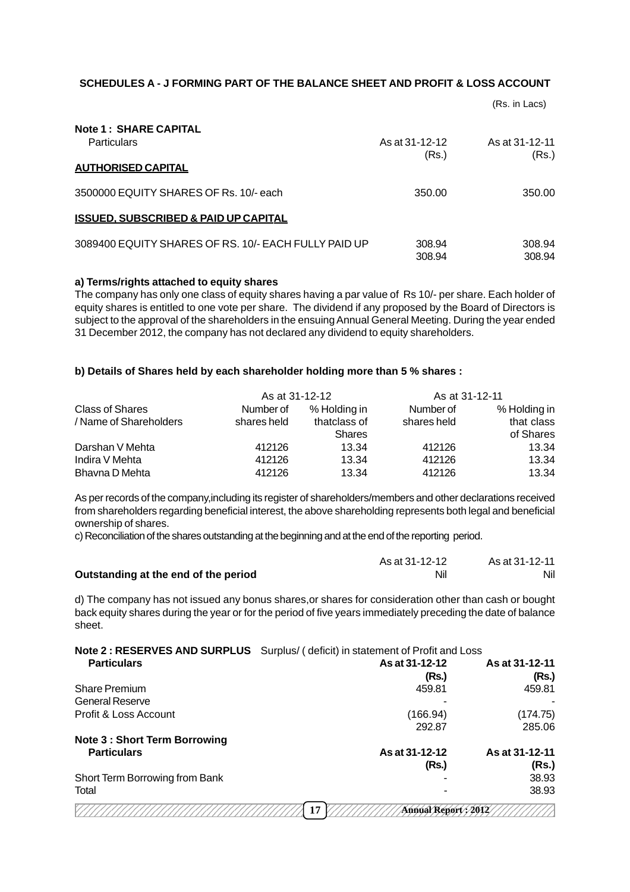## SCHEDULES A - J FORMING PART OF THE BALANCE SHEET AND PROFIT & LOSS ACCOUNT

(Rs. in Lacs)

### Note 1 : SHARE CAPITAL

| Particulars | As at 31-12-12 (Rs.) | As at 31-12-11 (Rs.) |
|---|---|---|
| **AUTHORISED CAPITAL** | | |
| 3500000 EQUITY SHARES OF Rs. 10/- each | 350.00 | 350.00 |
| **ISSUED, SUBSCRIBED & PAID UP CAPITAL** | | |
| 3089400 EQUITY SHARES OF RS. 10/- EACH FULLY PAID UP | 308.94 | 308.94 |
| | 308.94 | 308.94 |

**a) Terms/rights attached to equity shares**

The company has only one class of equity shares having a par value of Rs 10/- per share. Each holder of equity shares is entitled to one vote per share. The dividend if any proposed by the Board of Directors is subject to the approval of the shareholders in the ensuing Annual General Meeting. During the year ended 31 December 2012, the company has not declared any dividend to equity shareholders.

**b) Details of Shares held by each shareholder holding more than 5 % shares :**

| Class of Shares / Name of Shareholders | As at 31-12-12 | | As at 31-12-11 | |
|---|---|---|---|---|
| | Number of shares held | % Holding in thatclass of Shares | Number of shares held | % Holding in that class of Shares |
| Darshan V Mehta | 412126 | 13.34 | 412126 | 13.34 |
| Indira V Mehta | 412126 | 13.34 | 412126 | 13.34 |
| Bhavna D Mehta | 412126 | 13.34 | 412126 | 13.34 |

As per records of the company,including its register of shareholders/members and other declarations received from shareholders regarding beneficial interest, the above shareholding represents both legal and beneficial ownership of shares.

c) Reconciliation of the shares outstanding at the beginning and at the end of the reporting period.

| | As at 31-12-12 | As at 31-12-11 |
|---|---|---|
| **Outstanding at the end of the period** | Nil | Nil |

d) The company has not issued any bonus shares,or shares for consideration other than cash or bought back equity shares during the year or for the period of five years immediately preceding the date of balance sheet.

### Note 2 : RESERVES AND SURPLUS

Surplus/ ( deficit) in statement of Profit and Loss

| **Particulars** | **As at 31-12-12 (Rs.)** | **As at 31-12-11 (Rs.)** |
|---|---|---|
| Share Premium | 459.81 | 459.81 |
| General Reserve | - | - |
| Profit & Loss Account | (166.94) | (174.75) |
| | 292.87 | 285.06 |

### Note 3 : Short Term Borrowing

| **Particulars** | **As at 31-12-12 (Rs.)** | **As at 31-12-11 (Rs.)** |
|---|---|---|
| Short Term Borrowing from Bank | - | 38.93 |
| Total | - | 38.93 |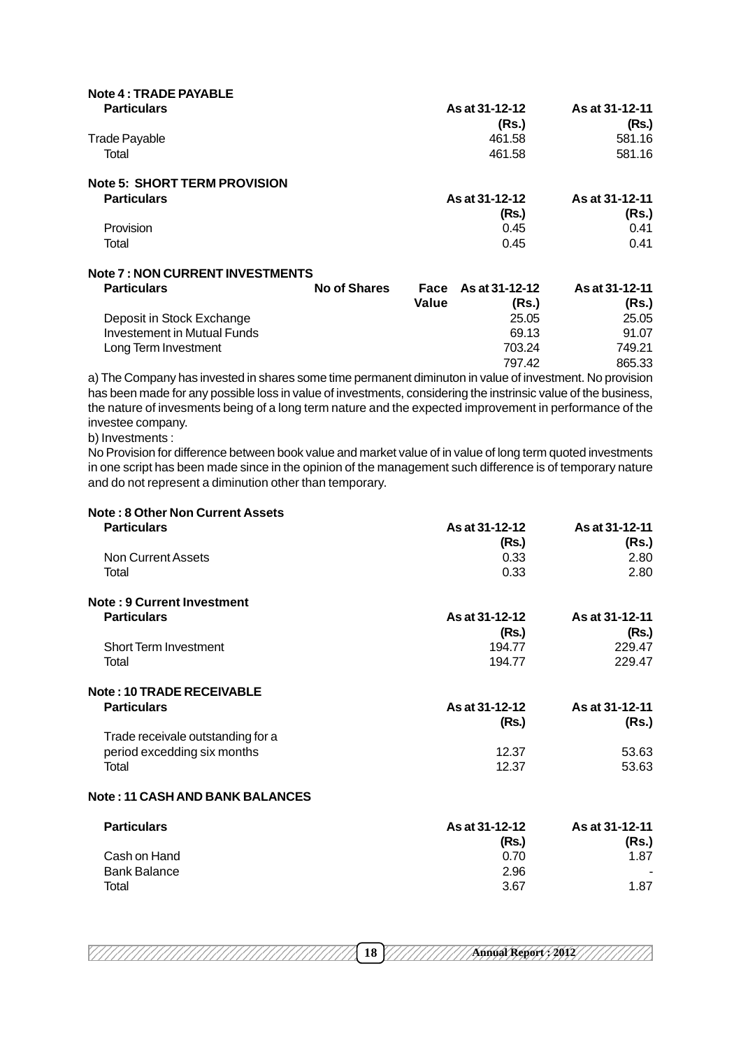**Note 4 : TRADE PAYABLE**

| Particulars | As at 31-12-12 (Rs.) | As at 31-12-11 (Rs.) |
|---|---|---|
| Trade Payable | 461.58 | 581.16 |
| Total | 461.58 | 581.16 |

**Note 5: SHORT TERM PROVISION**

| Particulars | As at 31-12-12 (Rs.) | As at 31-12-11 (Rs.) |
|---|---|---|
| Provision | 0.45 | 0.41 |
| Total | 0.45 | 0.41 |

**Note 7 : NON CURRENT INVESTMENTS**

| Particulars | No of Shares | Face Value | As at 31-12-12 (Rs.) | As at 31-12-11 (Rs.) |
|---|---|---|---|---|
| Deposit in Stock Exchange | | | 25.05 | 25.05 |
| Investement in Mutual Funds | | | 69.13 | 91.07 |
| Long Term Investment | | | 703.24 | 749.21 |
| | | | 797.42 | 865.33 |

a) The Company has invested in shares some time permanent diminuton in value of investment. No provision has been made for any possible loss in value of investments, considering the instrinsic value of the business, the nature of invesments being of a long term nature and the expected improvement in performance of the investee company.

b) Investments :

No Provision for difference between book value and market value of in value of long term quoted investments in one script has been made since in the opinion of the management such difference is of temporary nature and do not represent a diminution other than temporary.

**Note : 8 Other Non Current Assets**

| Particulars | As at 31-12-12 (Rs.) | As at 31-12-11 (Rs.) |
|---|---|---|
| Non Current Assets | 0.33 | 2.80 |
| Total | 0.33 | 2.80 |

**Note : 9 Current Investment**

| Particulars | As at 31-12-12 (Rs.) | As at 31-12-11 (Rs.) |
|---|---|---|
| Short Term Investment | 194.77 | 229.47 |
| Total | 194.77 | 229.47 |

**Note : 10 TRADE RECEIVABLE**

| Particulars | As at 31-12-12 (Rs.) | As at 31-12-11 (Rs.) |
|---|---|---|
| Trade receivale outstanding for a period excedding six months | 12.37 | 53.63 |
| Total | 12.37 | 53.63 |

**Note : 11 CASH AND BANK BALANCES**

| Particulars | As at 31-12-12 (Rs.) | As at 31-12-11 (Rs.) |
|---|---|---|
| Cash on Hand | 0.70 | 1.87 |
| Bank Balance | 2.96 | - |
| Total | 3.67 | 1.87 |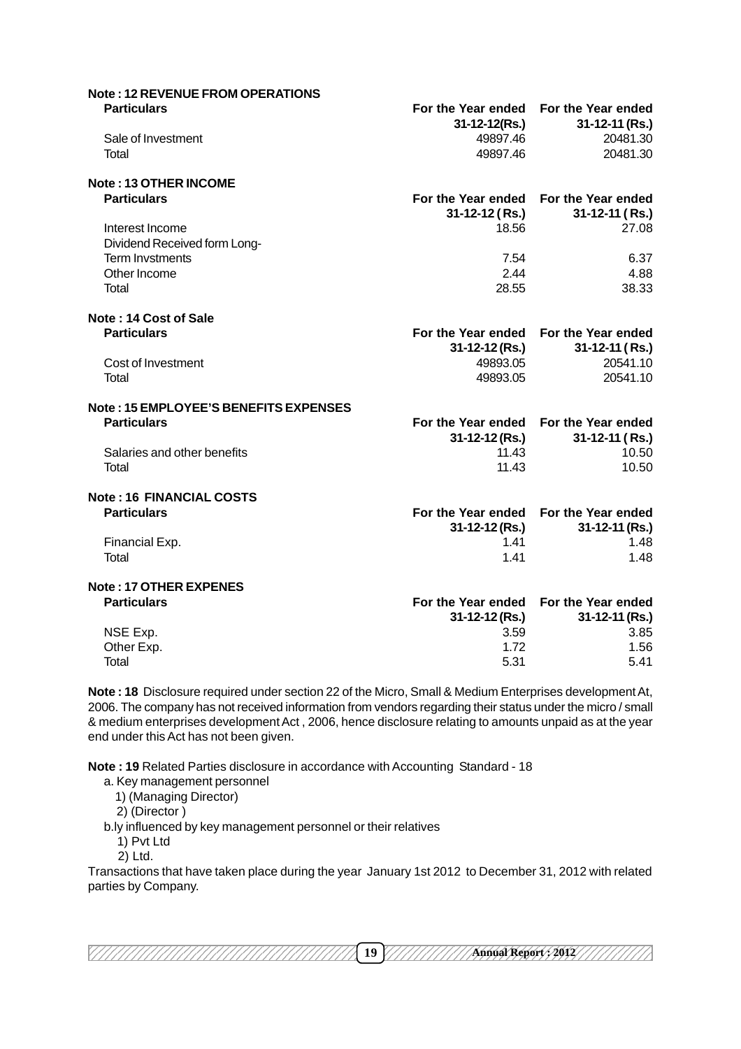**Note : 12 REVENUE FROM OPERATIONS**

| Particulars | For the Year ended 31-12-12(Rs.) | For the Year ended 31-12-11 (Rs.) |
|---|---|---|
| Sale of Investment | 49897.46 | 20481.30 |
| Total | 49897.46 | 20481.30 |

**Note : 13 OTHER INCOME**

| Particulars | For the Year ended 31-12-12 ( Rs.) | For the Year ended 31-12-11 ( Rs.) |
|---|---|---|
| Interest Income | 18.56 | 27.08 |
| Dividend Received form Long-Term Invstments | 7.54 | 6.37 |
| Other Income | 2.44 | 4.88 |
| Total | 28.55 | 38.33 |

**Note : 14 Cost of Sale**

| Particulars | For the Year ended 31-12-12 (Rs.) | For the Year ended 31-12-11 ( Rs.) |
|---|---|---|
| Cost of Investment | 49893.05 | 20541.10 |
| Total | 49893.05 | 20541.10 |

**Note : 15 EMPLOYEE'S BENEFITS EXPENSES**

| Particulars | For the Year ended 31-12-12 (Rs.) | For the Year ended 31-12-11 ( Rs.) |
|---|---|---|
| Salaries and other benefits | 11.43 | 10.50 |
| Total | 11.43 | 10.50 |

**Note : 16 FINANCIAL COSTS**

| Particulars | For the Year ended 31-12-12 (Rs.) | For the Year ended 31-12-11 (Rs.) |
|---|---|---|
| Financial Exp. | 1.41 | 1.48 |
| Total | 1.41 | 1.48 |

**Note : 17 OTHER EXPENES**

| Particulars | For the Year ended 31-12-12 (Rs.) | For the Year ended 31-12-11 (Rs.) |
|---|---|---|
| NSE Exp. | 3.59 | 3.85 |
| Other Exp. | 1.72 | 1.56 |
| Total | 5.31 | 5.41 |

**Note : 18** Disclosure required under section 22 of the Micro, Small & Medium Enterprises development At, 2006. The company has not received information from vendors regarding their status under the micro / small & medium enterprises development Act , 2006, hence disclosure relating to amounts unpaid as at the year end under this Act has not been given.

**Note : 19** Related Parties disclosure in accordance with Accounting Standard - 18

a. Key management personnel

1) (Managing Director)

2) (Director )

b.ly influenced by key management personnel or their relatives

1) Pvt Ltd

2) Ltd.

Transactions that have taken place during the year January 1st 2012 to December 31, 2012 with related parties by Company.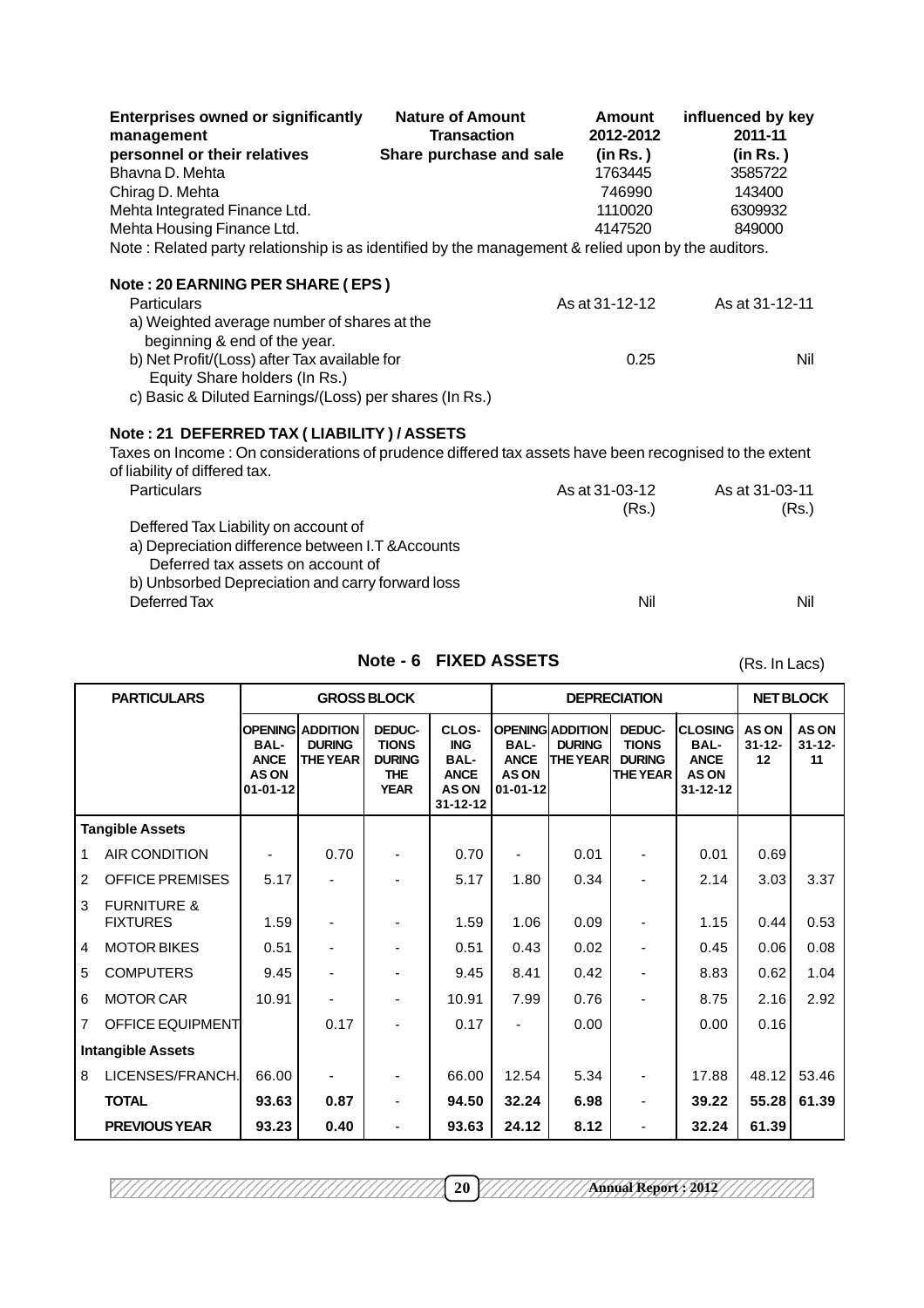| Enterprises owned or significantly management personnel or their relatives | Nature of Amount Transaction Share purchase and sale | Amount 2012-2012 (in Rs. ) | influenced by key 2011-11 (in Rs. ) |
|---|---|---|---|
| Bhavna D. Mehta | | 1763445 | 3585722 |
| Chirag D. Mehta | | 746990 | 143400 |
| Mehta Integrated Finance Ltd. | | 1110020 | 6309932 |
| Mehta Housing Finance Ltd. | | 4147520 | 849000 |

Note : Related party relationship is as identified by the management & relied upon by the auditors.

### Note : 20 EARNING PER SHARE ( EPS )

| Particulars | As at 31-12-12 | As at 31-12-11 |
|---|---|---|
| a) Weighted average number of shares at the beginning & end of the year. | | |
| b) Net Profit/(Loss) after Tax available for Equity Share holders (In Rs.) | 0.25 | Nil |
| c) Basic & Diluted Earnings/(Loss) per shares (In Rs.) | | |

### Note : 21 DEFERRED TAX ( LIABILITY ) / ASSETS

Taxes on Income : On considerations of prudence differed tax assets have been recognised to the extent of liability of differed tax.

| Particulars | As at 31-03-12 (Rs.) | As at 31-03-11 (Rs.) |
|---|---|---|
| Deffered Tax Liability on account of | | |
| a) Depreciation difference between I.T &Accounts | | |
| Deferred tax assets on account of | | |
| b) Unsorbed Depreciation and carry forward loss | | |
| Deferred Tax | Nil | Nil |

### Note - 6 FIXED ASSETS

(Rs. In Lacs)

| | PARTICULARS | GROSS BLOCK | | | | DEPRECIATION | | | | NET BLOCK | |
|---|---|---|---|---|---|---|---|---|---|---|---|
| | | OPENING BAL-ANCE AS ON 01-01-12 | ADDITION DURING THE YEAR | DEDUC-TIONS DURING THE YEAR | CLOS-ING BAL-ANCE AS ON 31-12-12 | OPENING BAL-ANCE AS ON 01-01-12 | ADDITION DURING THE YEAR | DEDUC-TIONS DURING THE YEAR | CLOSING BAL-ANCE AS ON 31-12-12 | AS ON 31-12-12 | AS ON 31-12-11 |
| **Tangible Assets** | | | | | | | | | | | |
| 1 | AIR CONDITION | - | 0.70 | - | 0.70 | - | 0.01 | - | 0.01 | 0.69 | |
| 2 | OFFICE PREMISES | 5.17 | - | - | 5.17 | 1.80 | 0.34 | - | 2.14 | 3.03 | 3.37 |
| 3 | FURNITURE & FIXTURES | 1.59 | - | - | 1.59 | 1.06 | 0.09 | - | 1.15 | 0.44 | 0.53 |
| 4 | MOTOR BIKES | 0.51 | - | - | 0.51 | 0.43 | 0.02 | - | 0.45 | 0.06 | 0.08 |
| 5 | COMPUTERS | 9.45 | - | - | 9.45 | 8.41 | 0.42 | - | 8.83 | 0.62 | 1.04 |
| 6 | MOTOR CAR | 10.91 | - | - | 10.91 | 7.99 | 0.76 | - | 8.75 | 2.16 | 2.92 |
| 7 | OFFICE EQUIPMENT | | 0.17 | - | 0.17 | - | 0.00 | | 0.00 | 0.16 | |
| **Intangible Assets** | | | | | | | | | | | |
| 8 | LICENSES/FRANCH. | 66.00 | - | - | 66.00 | 12.54 | 5.34 | - | 17.88 | 48.12 | 53.46 |
| | **TOTAL** | **93.63** | **0.87** | - | **94.50** | **32.24** | **6.98** | - | **39.22** | **55.28** | **61.39** |
| | **PREVIOUS YEAR** | **93.23** | **0.40** | - | **93.63** | **24.12** | **8.12** | - | **32.24** | **61.39** | |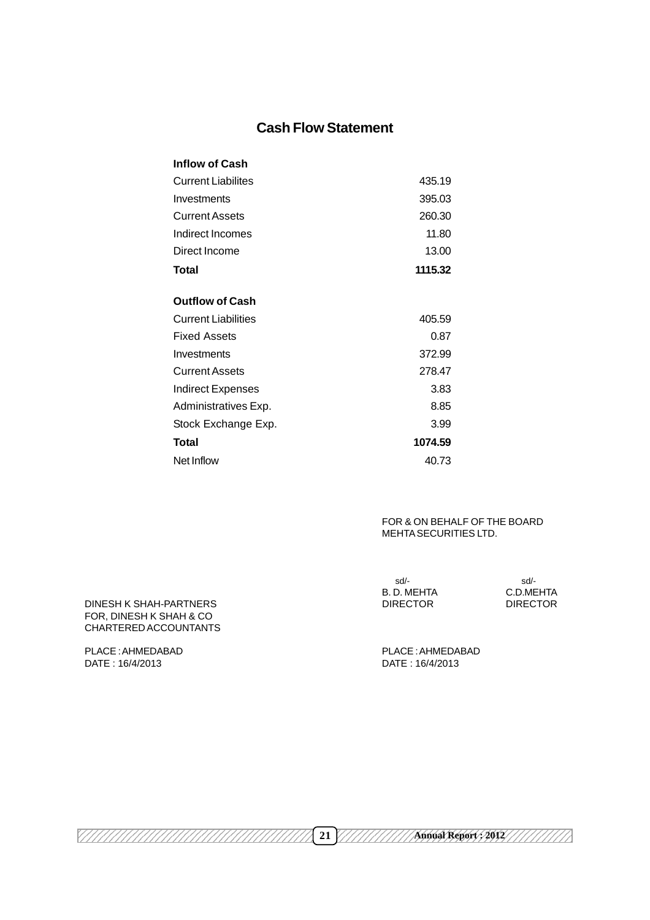# Cash Flow Statement

| | |
|---|---|
| **Inflow of Cash** | |
| Current Liabilites | 435.19 |
| Investments | 395.03 |
| Current Assets | 260.30 |
| Indirect Incomes | 11.80 |
| Direct Income | 13.00 |
| **Total** | **1115.32** |
| **Outflow of Cash** | |
| Current Liabilities | 405.59 |
| Fixed Assets | 0.87 |
| Investments | 372.99 |
| Current Assets | 278.47 |
| Indirect Expenses | 3.83 |
| Administratives Exp. | 8.85 |
| Stock Exchange Exp. | 3.99 |
| **Total** | **1074.59** |
| Net Inflow | 40.73 |

FOR & ON BEHALF OF THE BOARD
MEHTA SECURITIES LTD.

sd/-
B. D. MEHTA
DIRECTOR

sd/-
C.D.MEHTA
DIRECTOR

DINESH K SHAH-PARTNERS
FOR, DINESH K SHAH & CO
CHARTERED ACCOUNTANTS

PLACE : AHMEDABAD
DATE : 16/4/2013

PLACE : AHMEDABAD
DATE : 16/4/2013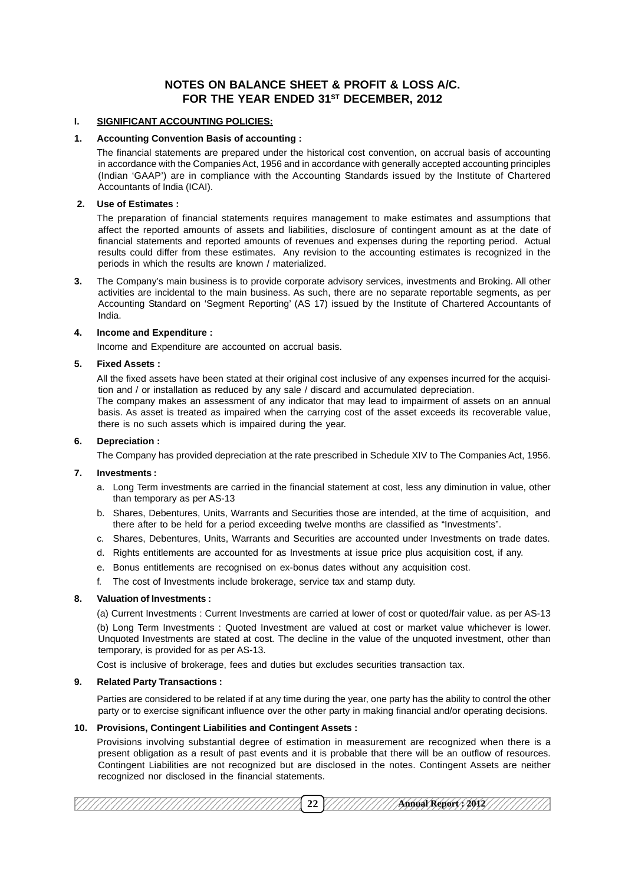# NOTES ON BALANCE SHEET & PROFIT & LOSS A/C. FOR THE YEAR ENDED 31ST DECEMBER, 2012

## I. SIGNIFICANT ACCOUNTING POLICIES:

**1. Accounting Convention Basis of accounting :**

The financial statements are prepared under the historical cost convention, on accrual basis of accounting in accordance with the Companies Act, 1956 and in accordance with generally accepted accounting principles (Indian 'GAAP') are in compliance with the Accounting Standards issued by the Institute of Chartered Accountants of India (ICAI).

**2. Use of Estimates :**

The preparation of financial statements requires management to make estimates and assumptions that affect the reported amounts of assets and liabilities, disclosure of contingent amount as at the date of financial statements and reported amounts of revenues and expenses during the reporting period. Actual results could differ from these estimates. Any revision to the accounting estimates is recognized in the periods in which the results are known / materialized.

**3.** The Company's main business is to provide corporate advisory services, investments and Broking. All other activities are incidental to the main business. As such, there are no separate reportable segments, as per Accounting Standard on 'Segment Reporting' (AS 17) issued by the Institute of Chartered Accountants of India.

**4. Income and Expenditure :**

Income and Expenditure are accounted on accrual basis.

**5. Fixed Assets :**

All the fixed assets have been stated at their original cost inclusive of any expenses incurred for the acquisition and / or installation as reduced by any sale / discard and accumulated depreciation.

The company makes an assessment of any indicator that may lead to impairment of assets on an annual basis. As asset is treated as impaired when the carrying cost of the asset exceeds its recoverable value, there is no such assets which is impaired during the year.

**6. Depreciation :**

The Company has provided depreciation at the rate prescribed in Schedule XIV to The Companies Act, 1956.

**7. Investments :**

a. Long Term investments are carried in the financial statement at cost, less any diminution in value, other than temporary as per AS-13

b. Shares, Debentures, Units, Warrants and Securities those are intended, at the time of acquisition, and there after to be held for a period exceeding twelve months are classified as "Investments".

c. Shares, Debentures, Units, Warrants and Securities are accounted under Investments on trade dates.

d. Rights entitlements are accounted for as Investments at issue price plus acquisition cost, if any.

e. Bonus entitlements are recognised on ex-bonus dates without any acquisition cost.

f. The cost of Investments include brokerage, service tax and stamp duty.

**8. Valuation of Investments :**

(a) Current Investments : Current Investments are carried at lower of cost or quoted/fair value. as per AS-13

(b) Long Term Investments : Quoted Investment are valued at cost or market value whichever is lower. Unquoted Investments are stated at cost. The decline in the value of the unquoted investment, other than temporary, is provided for as per AS-13.

Cost is inclusive of brokerage, fees and duties but excludes securities transaction tax.

**9. Related Party Transactions :**

Parties are considered to be related if at any time during the year, one party has the ability to control the other party or to exercise significant influence over the other party in making financial and/or operating decisions.

**10. Provisions, Contingent Liabilities and Contingent Assets :**

Provisions involving substantial degree of estimation in measurement are recognized when there is a present obligation as a result of past events and it is probable that there will be an outflow of resources. Contingent Liabilities are not recognized but are disclosed in the notes. Contingent Assets are neither recognized nor disclosed in the financial statements.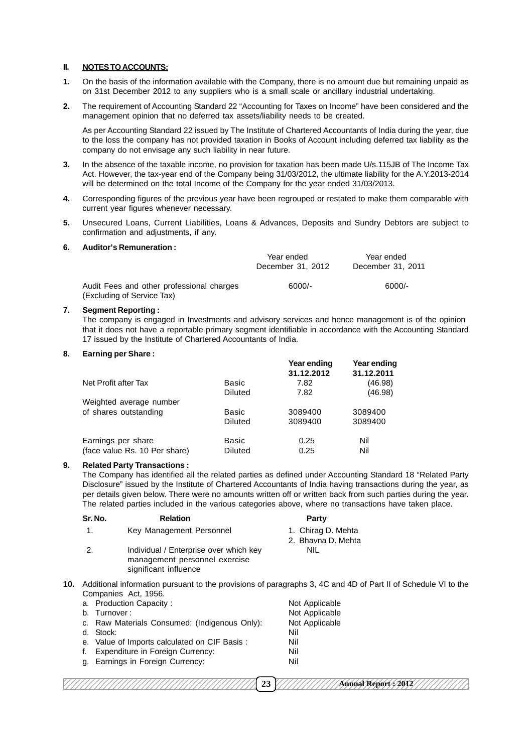## II. NOTES TO ACCOUNTS:

1. On the basis of the information available with the Company, there is no amount due but remaining unpaid as on 31st December 2012 to any suppliers who is a small scale or ancillary industrial undertaking.

2. The requirement of Accounting Standard 22 "Accounting for Taxes on Income" have been considered and the management opinion that no deferred tax assets/liability needs to be created.

   As per Accounting Standard 22 issued by The Institute of Chartered Accountants of India during the year, due to the loss the company has not provided taxation in Books of Account including deferred tax liability as the company do not envisage any such liability in near future.

3. In the absence of the taxable income, no provision for taxation has been made U/s.115JB of The Income Tax Act. However, the tax-year end of the Company being 31/03/2012, the ultimate liability for the A.Y.2013-2014 will be determined on the total Income of the Company for the year ended 31/03/2013.

4. Corresponding figures of the previous year have been regrouped or restated to make them comparable with current year figures whenever necessary.

5. Unsecured Loans, Current Liabilities, Loans & Advances, Deposits and Sundry Debtors are subject to confirmation and adjustments, if any.

6. **Auditor's Remuneration :**

| | Year ended December 31, 2012 | Year ended December 31, 2011 |
|---|---|---|
| Audit Fees and other professional charges (Excluding of Service Tax) | 6000/- | 6000/- |

7. **Segment Reporting :**
   The company is engaged in Investments and advisory services and hence management is of the opinion that it does not have a reportable primary segment identifiable in accordance with the Accounting Standard 17 issued by the Institute of Chartered Accountants of India.

8. **Earning per Share :**

| | | **Year ending 31.12.2012** | **Year ending 31.12.2011** |
|---|---|---|---|
| Net Profit after Tax | Basic | 7.82 | (46.98) |
| | Diluted | 7.82 | (46.98) |
| Weighted average number of shares outstanding | Basic | 3089400 | 3089400 |
| | Diluted | 3089400 | 3089400 |
| Earnings per share (face value Rs. 10 Per share) | Basic | 0.25 | Nil |
| | Diluted | 0.25 | Nil |

9. **Related Party Transactions :**
   The Company has identified all the related parties as defined under Accounting Standard 18 "Related Party Disclosure" issued by the Institute of Chartered Accountants of India having transactions during the year, as per details given below. There were no amounts written off or written back from such parties during the year. The related parties included in the various categories above, where no transactions have taken place.

| Sr. No. | Relation | Party |
|---|---|---|
| 1. | Key Management Personnel | 1. Chirag D. Mehta<br>2. Bhavna D. Mehta |
| 2. | Individual / Enterprise over which key management personnel exercise significant influence | NIL |

10. Additional information pursuant to the provisions of paragraphs 3, 4C and 4D of Part II of Schedule VI to the Companies Act, 1956.

| | |
|---|---|
| a. Production Capacity : | Not Applicable |
| b. Turnover : | Not Applicable |
| c. Raw Materials Consumed: (Indigenous Only): | Not Applicable |
| d. Stock: | Nil |
| e. Value of Imports calculated on CIF Basis : | Nil |
| f. Expenditure in Foreign Currency: | Nil |
| g. Earnings in Foreign Currency: | Nil |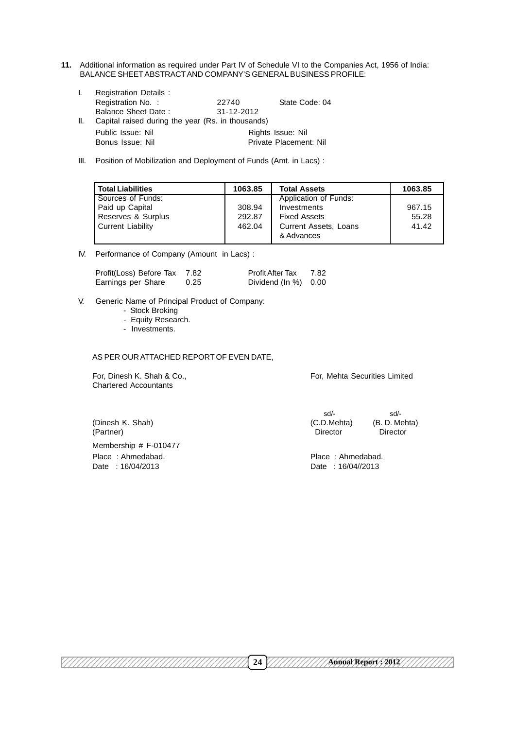**11.** Additional information as required under Part IV of Schedule VI to the Companies Act, 1956 of India:
BALANCE SHEET ABSTRACT AND COMPANY'S GENERAL BUSINESS PROFILE:

I. Registration Details :

Registration No. : 22740 State Code: 04

Balance Sheet Date : 31-12-2012

II. Capital raised during the year (Rs. in thousands)

Public Issue: Nil Rights Issue: Nil

Bonus Issue: Nil Private Placement: Nil

III. Position of Mobilization and Deployment of Funds (Amt. in Lacs) :

| Total Liabilities | 1063.85 | Total Assets | 1063.85 |
|---|---|---|---|
| Sources of Funds: | | Application of Funds: | |
| Paid up Capital | 308.94 | Investments | 967.15 |
| Reserves & Surplus | 292.87 | Fixed Assets | 55.28 |
| Current Liability | 462.04 | Current Assets, Loans & Advances | 41.42 |

IV. Performance of Company (Amount in Lacs) :

Profit(Loss) Before Tax 7.82 Profit After Tax 7.82

Earnings per Share 0.25 Dividend (In %) 0.00

V. Generic Name of Principal Product of Company:

- Stock Broking
- Equity Research.
- Investments.

AS PER OUR ATTACHED REPORT OF EVEN DATE,

For, Dinesh K. Shah & Co.,
Chartered Accountants

(Dinesh K. Shah)
(Partner)

Membership # F-010477

Place : Ahmedabad.
Date : 16/04/2013

For, Mehta Securities Limited

sd/- sd/-

(C.D.Mehta) (B. D. Mehta)
Director Director

Place : Ahmedabad.
Date : 16/04//2013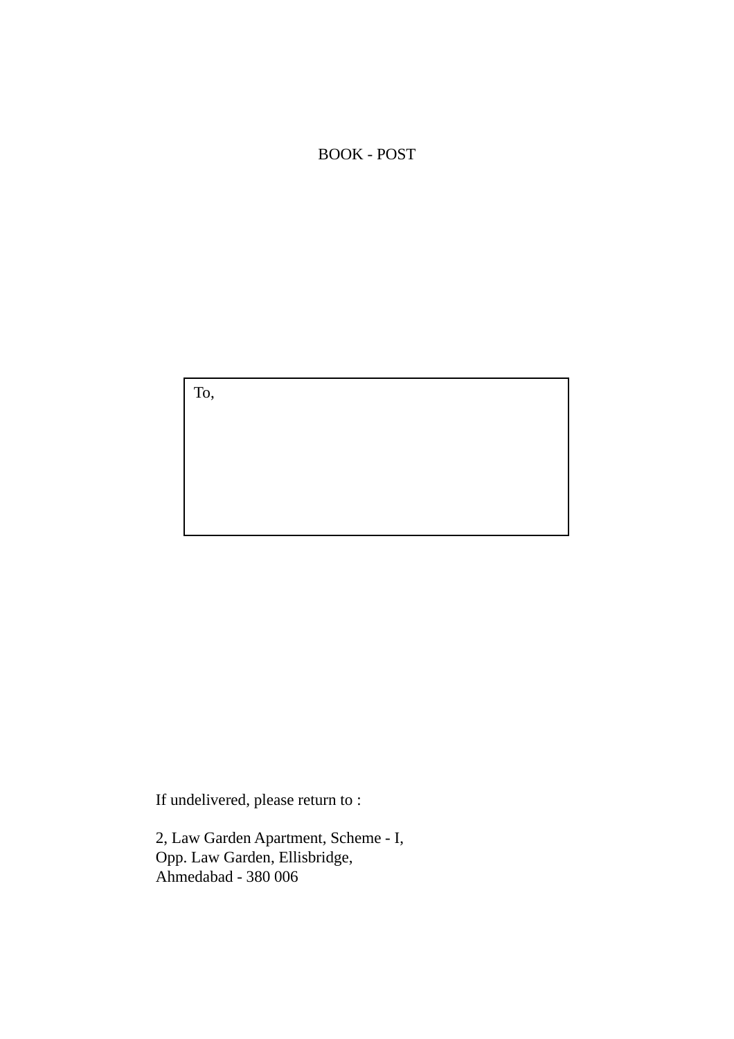BOOK - POST

To,

If undelivered, please return to :

2, Law Garden Apartment, Scheme - I,
Opp. Law Garden, Ellisbridge,
Ahmedabad - 380 006